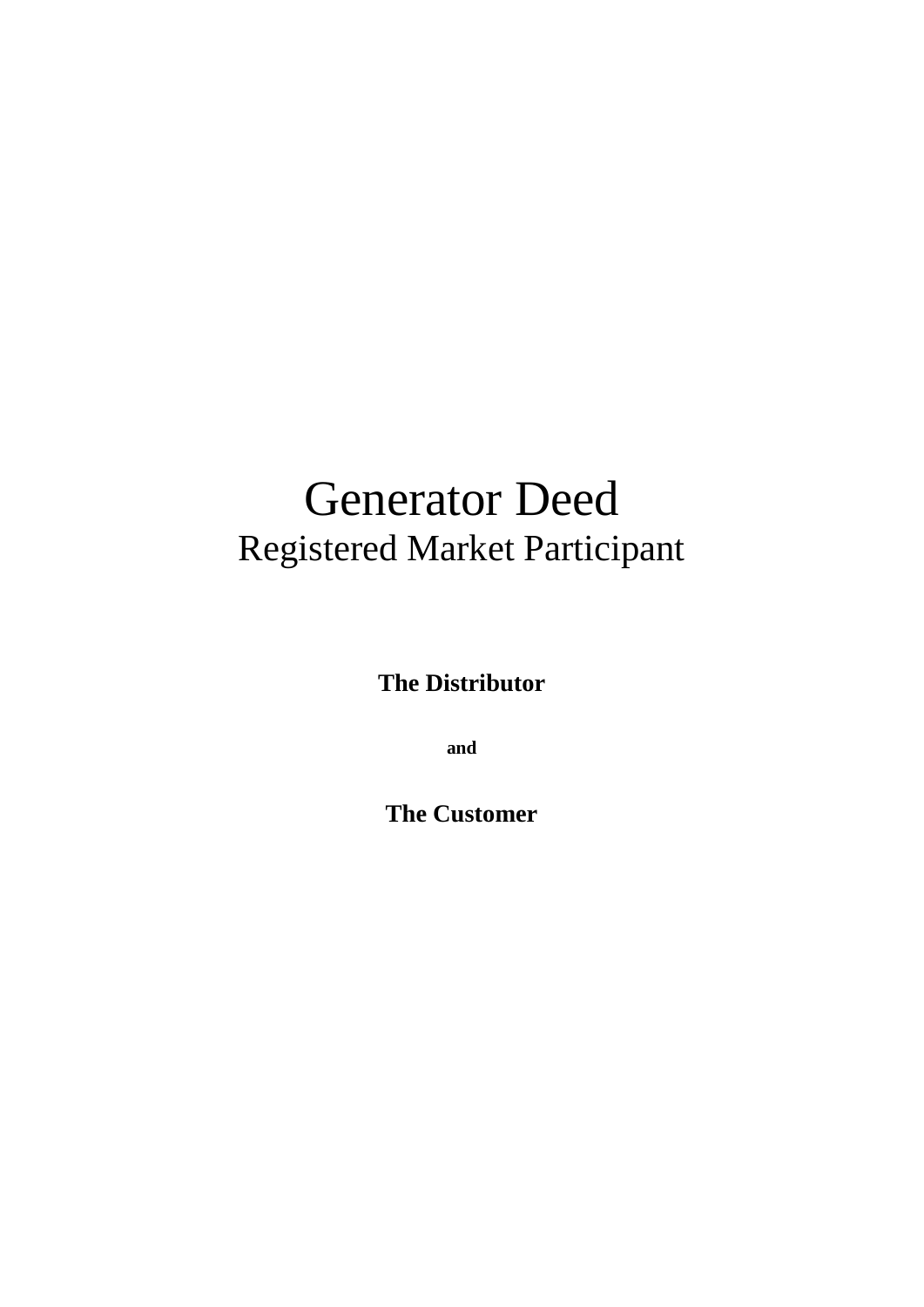# Generator Deed
## Registered Market Participant

**The Distributor**

**and**

**The Customer**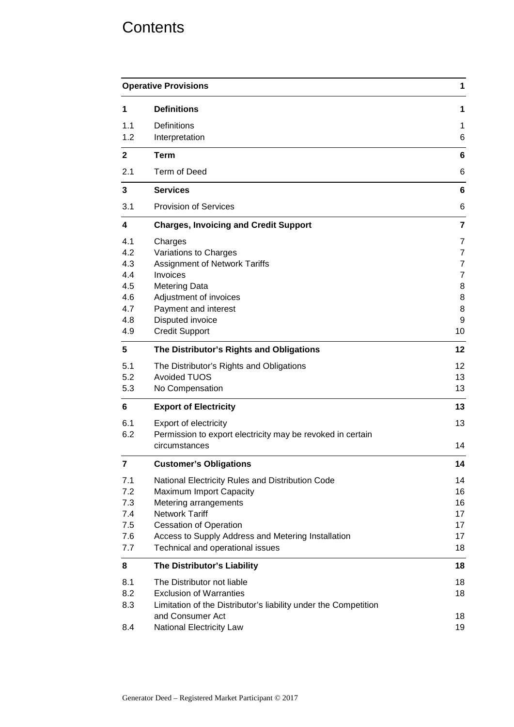# Contents

| | | |
|---|---|---|
| **Operative Provisions** | | **1** |
| **1** | **Definitions** | **1** |
| 1.1 | Definitions | 1 |
| 1.2 | Interpretation | 6 |
| **2** | **Term** | **6** |
| 2.1 | Term of Deed | 6 |
| **3** | **Services** | **6** |
| 3.1 | Provision of Services | 6 |
| **4** | **Charges, Invoicing and Credit Support** | **7** |
| 4.1 | Charges | 7 |
| 4.2 | Variations to Charges | 7 |
| 4.3 | Assignment of Network Tariffs | 7 |
| 4.4 | Invoices | 7 |
| 4.5 | Metering Data | 8 |
| 4.6 | Adjustment of invoices | 8 |
| 4.7 | Payment and interest | 8 |
| 4.8 | Disputed invoice | 9 |
| 4.9 | Credit Support | 10 |
| **5** | **The Distributor's Rights and Obligations** | **12** |
| 5.1 | The Distributor's Rights and Obligations | 12 |
| 5.2 | Avoided TUOS | 13 |
| 5.3 | No Compensation | 13 |
| **6** | **Export of Electricity** | **13** |
| 6.1 | Export of electricity | 13 |
| 6.2 | Permission to export electricity may be revoked in certain circumstances | 14 |
| **7** | **Customer's Obligations** | **14** |
| 7.1 | National Electricity Rules and Distribution Code | 14 |
| 7.2 | Maximum Import Capacity | 16 |
| 7.3 | Metering arrangements | 16 |
| 7.4 | Network Tariff | 17 |
| 7.5 | Cessation of Operation | 17 |
| 7.6 | Access to Supply Address and Metering Installation | 17 |
| 7.7 | Technical and operational issues | 18 |
| **8** | **The Distributor's Liability** | **18** |
| 8.1 | The Distributor not liable | 18 |
| 8.2 | Exclusion of Warranties | 18 |
| 8.3 | Limitation of the Distributor's liability under the Competition and Consumer Act | 18 |
| 8.4 | National Electricity Law | 19 |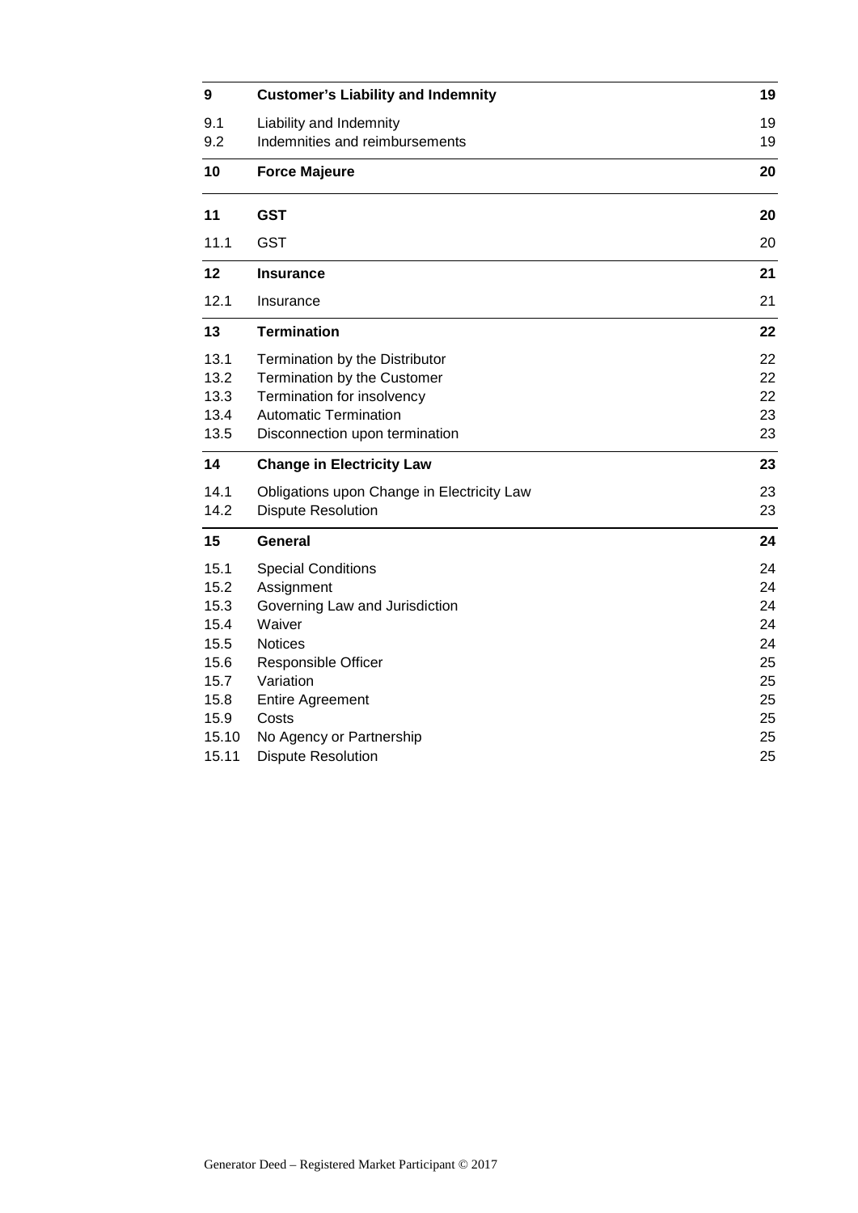| | | |
|---|---|---|
| **9** | **Customer's Liability and Indemnity** | **19** |
| 9.1 | Liability and Indemnity | 19 |
| 9.2 | Indemnities and reimbursements | 19 |
| **10** | **Force Majeure** | **20** |
| **11** | **GST** | **20** |
| 11.1 | GST | 20 |
| **12** | **Insurance** | **21** |
| 12.1 | Insurance | 21 |
| **13** | **Termination** | **22** |
| 13.1 | Termination by the Distributor | 22 |
| 13.2 | Termination by the Customer | 22 |
| 13.3 | Termination for insolvency | 22 |
| 13.4 | Automatic Termination | 23 |
| 13.5 | Disconnection upon termination | 23 |
| **14** | **Change in Electricity Law** | **23** |
| 14.1 | Obligations upon Change in Electricity Law | 23 |
| 14.2 | Dispute Resolution | 23 |
| **15** | **General** | **24** |
| 15.1 | Special Conditions | 24 |
| 15.2 | Assignment | 24 |
| 15.3 | Governing Law and Jurisdiction | 24 |
| 15.4 | Waiver | 24 |
| 15.5 | Notices | 24 |
| 15.6 | Responsible Officer | 25 |
| 15.7 | Variation | 25 |
| 15.8 | Entire Agreement | 25 |
| 15.9 | Costs | 25 |
| 15.10 | No Agency or Partnership | 25 |
| 15.11 | Dispute Resolution | 25 |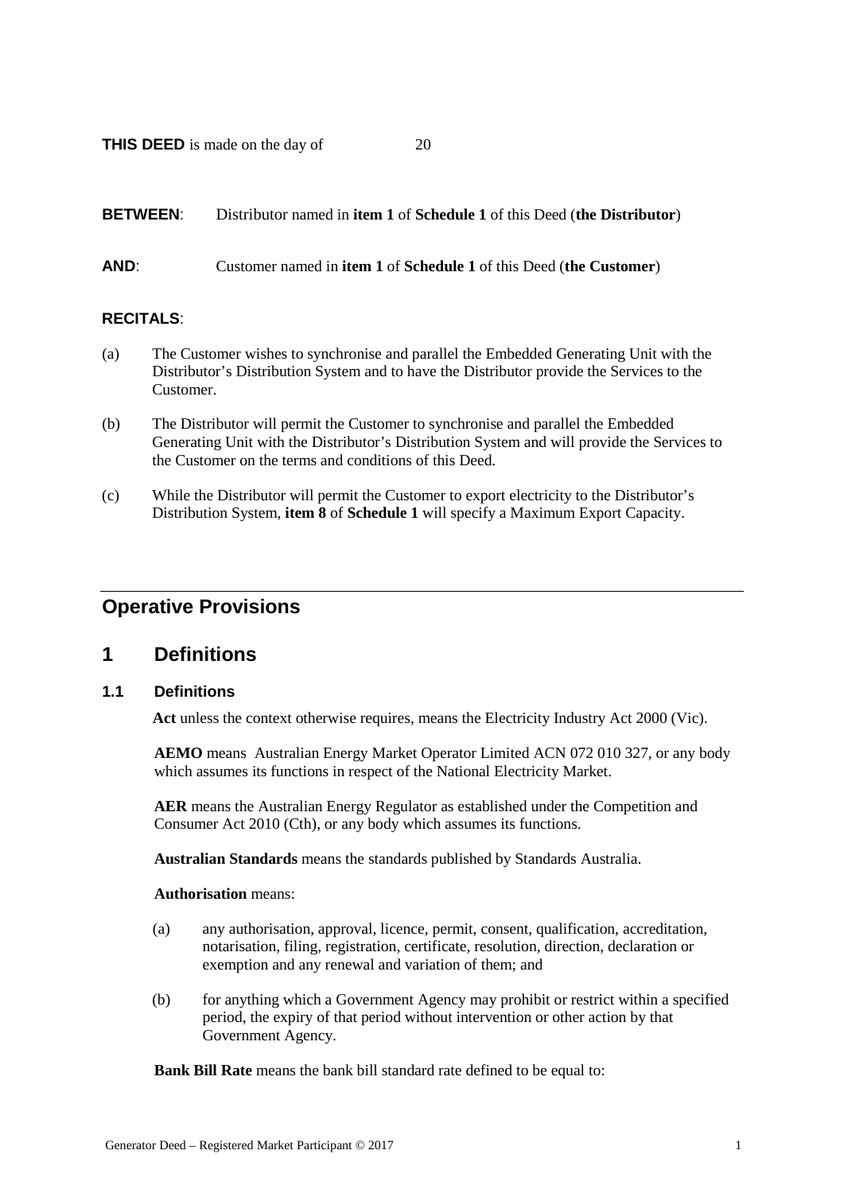**THIS DEED** is made on the day of 20

**BETWEEN**: Distributor named in **item 1** of **Schedule 1** of this Deed (**the Distributor**)

**AND**: Customer named in **item 1** of **Schedule 1** of this Deed (**the Customer**)

**RECITALS**:

(a) The Customer wishes to synchronise and parallel the Embedded Generating Unit with the Distributor's Distribution System and to have the Distributor provide the Services to the Customer.

(b) The Distributor will permit the Customer to synchronise and parallel the Embedded Generating Unit with the Distributor's Distribution System and will provide the Services to the Customer on the terms and conditions of this Deed.

(c) While the Distributor will permit the Customer to export electricity to the Distributor's Distribution System, **item 8** of **Schedule 1** will specify a Maximum Export Capacity.

## Operative Provisions

# 1 Definitions

### 1.1 Definitions

**Act** unless the context otherwise requires, means the Electricity Industry Act 2000 (Vic).

**AEMO** means Australian Energy Market Operator Limited ACN 072 010 327, or any body which assumes its functions in respect of the National Electricity Market.

**AER** means the Australian Energy Regulator as established under the Competition and Consumer Act 2010 (Cth), or any body which assumes its functions.

**Australian Standards** means the standards published by Standards Australia.

**Authorisation** means:

(a) any authorisation, approval, licence, permit, consent, qualification, accreditation, notarisation, filing, registration, certificate, resolution, direction, declaration or exemption and any renewal and variation of them; and

(b) for anything which a Government Agency may prohibit or restrict within a specified period, the expiry of that period without intervention or other action by that Government Agency.

**Bank Bill Rate** means the bank bill standard rate defined to be equal to: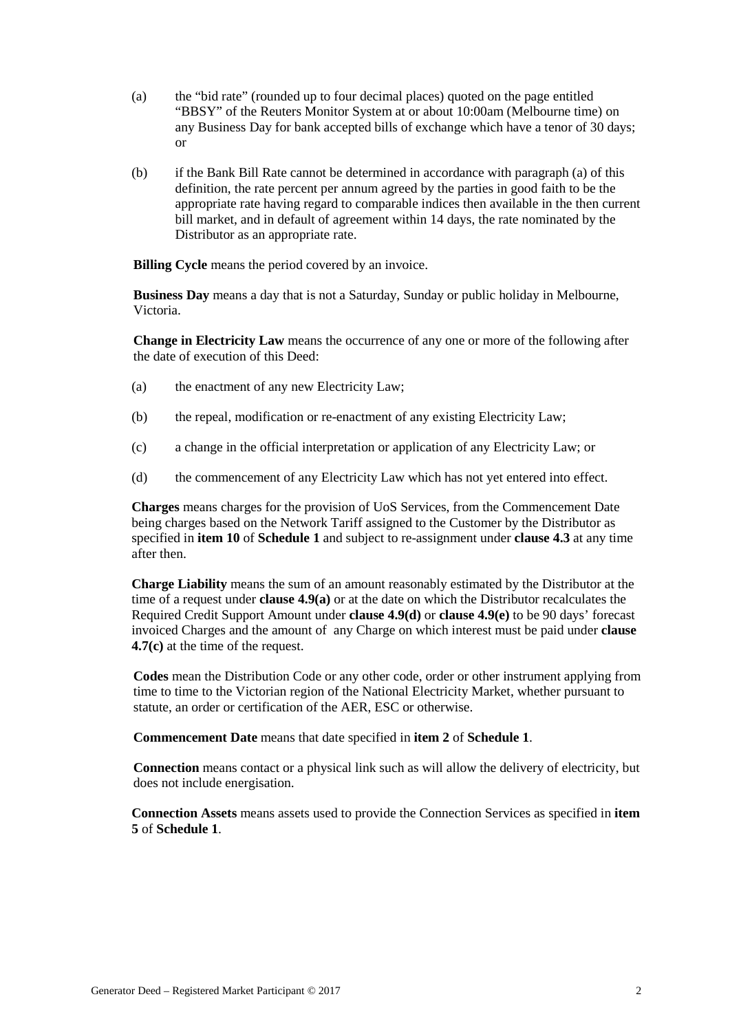(a) the “bid rate” (rounded up to four decimal places) quoted on the page entitled “BBSY” of the Reuters Monitor System at or about 10:00am (Melbourne time) on any Business Day for bank accepted bills of exchange which have a tenor of 30 days; or

(b) if the Bank Bill Rate cannot be determined in accordance with paragraph (a) of this definition, the rate percent per annum agreed by the parties in good faith to be the appropriate rate having regard to comparable indices then available in the then current bill market, and in default of agreement within 14 days, the rate nominated by the Distributor as an appropriate rate.

**Billing Cycle** means the period covered by an invoice.

**Business Day** means a day that is not a Saturday, Sunday or public holiday in Melbourne, Victoria.

**Change in Electricity Law** means the occurrence of any one or more of the following after the date of execution of this Deed:

(a) the enactment of any new Electricity Law;

(b) the repeal, modification or re-enactment of any existing Electricity Law;

(c) a change in the official interpretation or application of any Electricity Law; or

(d) the commencement of any Electricity Law which has not yet entered into effect.

**Charges** means charges for the provision of UoS Services, from the Commencement Date being charges based on the Network Tariff assigned to the Customer by the Distributor as specified in **item 10** of **Schedule 1** and subject to re-assignment under **clause 4.3** at any time after then.

**Charge Liability** means the sum of an amount reasonably estimated by the Distributor at the time of a request under **clause 4.9(a)** or at the date on which the Distributor recalculates the Required Credit Support Amount under **clause 4.9(d)** or **clause 4.9(e)** to be 90 days’ forecast invoiced Charges and the amount of any Charge on which interest must be paid under **clause 4.7(c)** at the time of the request.

**Codes** mean the Distribution Code or any other code, order or other instrument applying from time to time to the Victorian region of the National Electricity Market, whether pursuant to statute, an order or certification of the AER, ESC or otherwise.

**Commencement Date** means that date specified in **item 2** of **Schedule 1**.

**Connection** means contact or a physical link such as will allow the delivery of electricity, but does not include energisation.

**Connection Assets** means assets used to provide the Connection Services as specified in **item 5** of **Schedule 1**.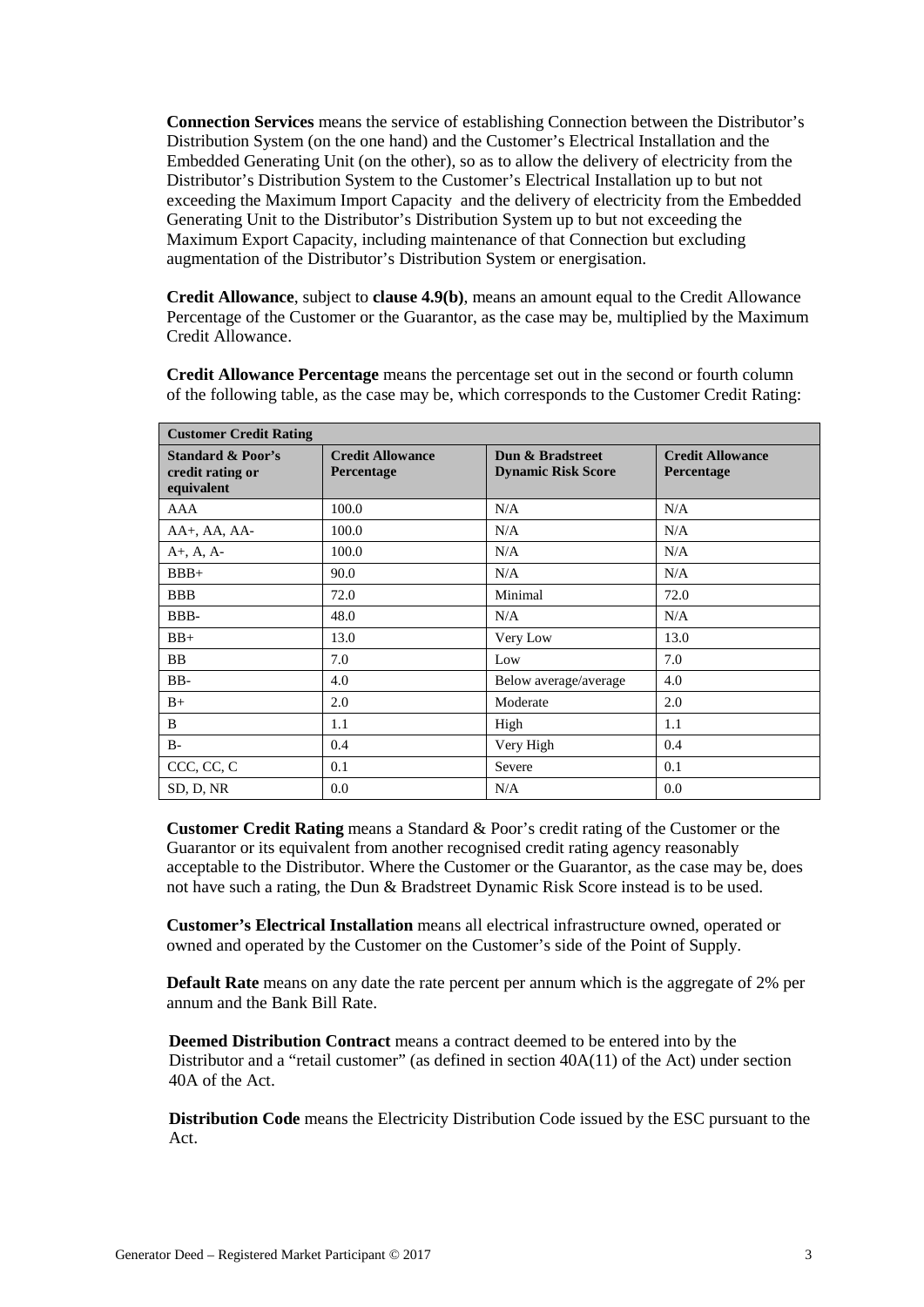**Connection Services** means the service of establishing Connection between the Distributor's Distribution System (on the one hand) and the Customer's Electrical Installation and the Embedded Generating Unit (on the other), so as to allow the delivery of electricity from the Distributor's Distribution System to the Customer's Electrical Installation up to but not exceeding the Maximum Import Capacity and the delivery of electricity from the Embedded Generating Unit to the Distributor's Distribution System up to but not exceeding the Maximum Export Capacity, including maintenance of that Connection but excluding augmentation of the Distributor's Distribution System or energisation.

**Credit Allowance**, subject to **clause 4.9(b)**, means an amount equal to the Credit Allowance Percentage of the Customer or the Guarantor, as the case may be, multiplied by the Maximum Credit Allowance.

**Credit Allowance Percentage** means the percentage set out in the second or fourth column of the following table, as the case may be, which corresponds to the Customer Credit Rating:

| Customer Credit Rating | | | |
|---|---|---|---|
| **Standard & Poor's credit rating or equivalent** | **Credit Allowance Percentage** | **Dun & Bradstreet Dynamic Risk Score** | **Credit Allowance Percentage** |
| AAA | 100.0 | N/A | N/A |
| AA+, AA, AA- | 100.0 | N/A | N/A |
| A+, A, A- | 100.0 | N/A | N/A |
| BBB+ | 90.0 | N/A | N/A |
| BBB | 72.0 | Minimal | 72.0 |
| BBB- | 48.0 | N/A | N/A |
| BB+ | 13.0 | Very Low | 13.0 |
| BB | 7.0 | Low | 7.0 |
| BB- | 4.0 | Below average/average | 4.0 |
| B+ | 2.0 | Moderate | 2.0 |
| B | 1.1 | High | 1.1 |
| B- | 0.4 | Very High | 0.4 |
| CCC, CC, C | 0.1 | Severe | 0.1 |
| SD, D, NR | 0.0 | N/A | 0.0 |

**Customer Credit Rating** means a Standard & Poor's credit rating of the Customer or the Guarantor or its equivalent from another recognised credit rating agency reasonably acceptable to the Distributor. Where the Customer or the Guarantor, as the case may be, does not have such a rating, the Dun & Bradstreet Dynamic Risk Score instead is to be used.

**Customer's Electrical Installation** means all electrical infrastructure owned, operated or owned and operated by the Customer on the Customer's side of the Point of Supply.

**Default Rate** means on any date the rate percent per annum which is the aggregate of 2% per annum and the Bank Bill Rate.

**Deemed Distribution Contract** means a contract deemed to be entered into by the Distributor and a "retail customer" (as defined in section 40A(11) of the Act) under section 40A of the Act.

**Distribution Code** means the Electricity Distribution Code issued by the ESC pursuant to the Act.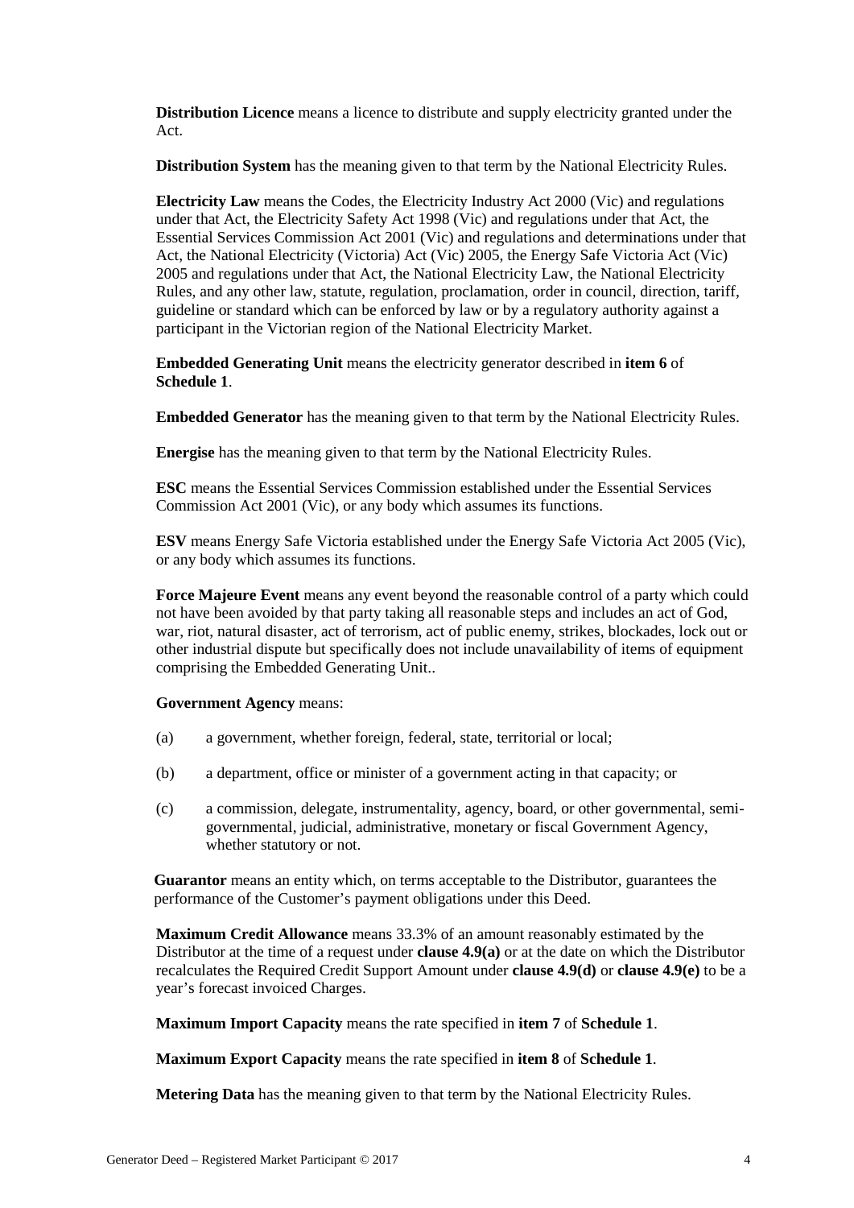**Distribution Licence** means a licence to distribute and supply electricity granted under the Act.

**Distribution System** has the meaning given to that term by the National Electricity Rules.

**Electricity Law** means the Codes, the Electricity Industry Act 2000 (Vic) and regulations under that Act, the Electricity Safety Act 1998 (Vic) and regulations under that Act, the Essential Services Commission Act 2001 (Vic) and regulations and determinations under that Act, the National Electricity (Victoria) Act (Vic) 2005, the Energy Safe Victoria Act (Vic) 2005 and regulations under that Act, the National Electricity Law, the National Electricity Rules, and any other law, statute, regulation, proclamation, order in council, direction, tariff, guideline or standard which can be enforced by law or by a regulatory authority against a participant in the Victorian region of the National Electricity Market.

**Embedded Generating Unit** means the electricity generator described in **item 6** of **Schedule 1**.

**Embedded Generator** has the meaning given to that term by the National Electricity Rules.

**Energise** has the meaning given to that term by the National Electricity Rules.

**ESC** means the Essential Services Commission established under the Essential Services Commission Act 2001 (Vic), or any body which assumes its functions.

**ESV** means Energy Safe Victoria established under the Energy Safe Victoria Act 2005 (Vic), or any body which assumes its functions.

**Force Majeure Event** means any event beyond the reasonable control of a party which could not have been avoided by that party taking all reasonable steps and includes an act of God, war, riot, natural disaster, act of terrorism, act of public enemy, strikes, blockades, lock out or other industrial dispute but specifically does not include unavailability of items of equipment comprising the Embedded Generating Unit..

**Government Agency** means:

(a) a government, whether foreign, federal, state, territorial or local;

(b) a department, office or minister of a government acting in that capacity; or

(c) a commission, delegate, instrumentality, agency, board, or other governmental, semi-governmental, judicial, administrative, monetary or fiscal Government Agency, whether statutory or not.

**Guarantor** means an entity which, on terms acceptable to the Distributor, guarantees the performance of the Customer's payment obligations under this Deed.

**Maximum Credit Allowance** means 33.3% of an amount reasonably estimated by the Distributor at the time of a request under **clause 4.9(a)** or at the date on which the Distributor recalculates the Required Credit Support Amount under **clause 4.9(d)** or **clause 4.9(e)** to be a year's forecast invoiced Charges.

**Maximum Import Capacity** means the rate specified in **item 7** of **Schedule 1**.

**Maximum Export Capacity** means the rate specified in **item 8** of **Schedule 1**.

**Metering Data** has the meaning given to that term by the National Electricity Rules.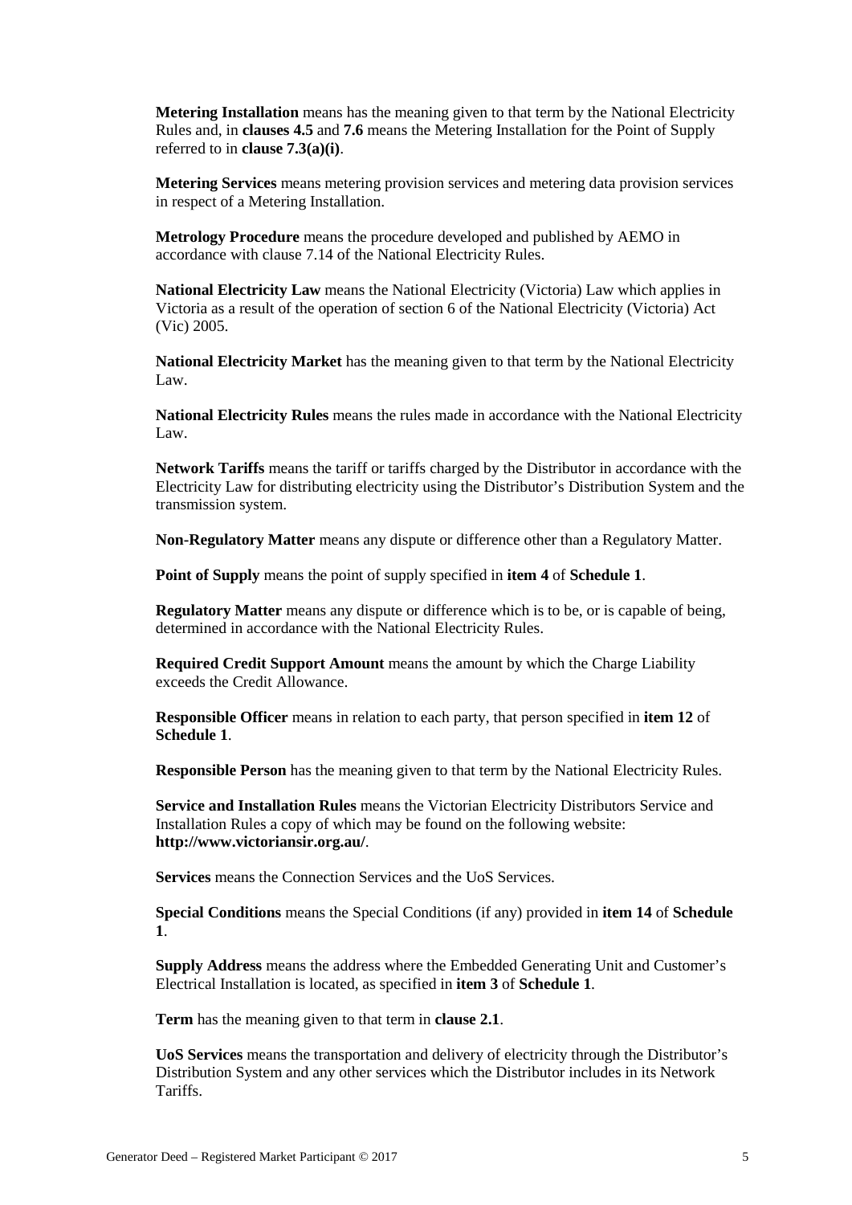**Metering Installation** means has the meaning given to that term by the National Electricity Rules and, in **clauses 4.5** and **7.6** means the Metering Installation for the Point of Supply referred to in **clause 7.3(a)(i)**.

**Metering Services** means metering provision services and metering data provision services in respect of a Metering Installation.

**Metrology Procedure** means the procedure developed and published by AEMO in accordance with clause 7.14 of the National Electricity Rules.

**National Electricity Law** means the National Electricity (Victoria) Law which applies in Victoria as a result of the operation of section 6 of the National Electricity (Victoria) Act (Vic) 2005.

**National Electricity Market** has the meaning given to that term by the National Electricity Law.

**National Electricity Rules** means the rules made in accordance with the National Electricity Law.

**Network Tariffs** means the tariff or tariffs charged by the Distributor in accordance with the Electricity Law for distributing electricity using the Distributor's Distribution System and the transmission system.

**Non-Regulatory Matter** means any dispute or difference other than a Regulatory Matter.

**Point of Supply** means the point of supply specified in **item 4** of **Schedule 1**.

**Regulatory Matter** means any dispute or difference which is to be, or is capable of being, determined in accordance with the National Electricity Rules.

**Required Credit Support Amount** means the amount by which the Charge Liability exceeds the Credit Allowance.

**Responsible Officer** means in relation to each party, that person specified in **item 12** of **Schedule 1**.

**Responsible Person** has the meaning given to that term by the National Electricity Rules.

**Service and Installation Rules** means the Victorian Electricity Distributors Service and Installation Rules a copy of which may be found on the following website: **http://www.victoriansir.org.au/**.

**Services** means the Connection Services and the UoS Services.

**Special Conditions** means the Special Conditions (if any) provided in **item 14** of **Schedule 1**.

**Supply Address** means the address where the Embedded Generating Unit and Customer's Electrical Installation is located, as specified in **item 3** of **Schedule 1**.

**Term** has the meaning given to that term in **clause 2.1**.

**UoS Services** means the transportation and delivery of electricity through the Distributor's Distribution System and any other services which the Distributor includes in its Network Tariffs.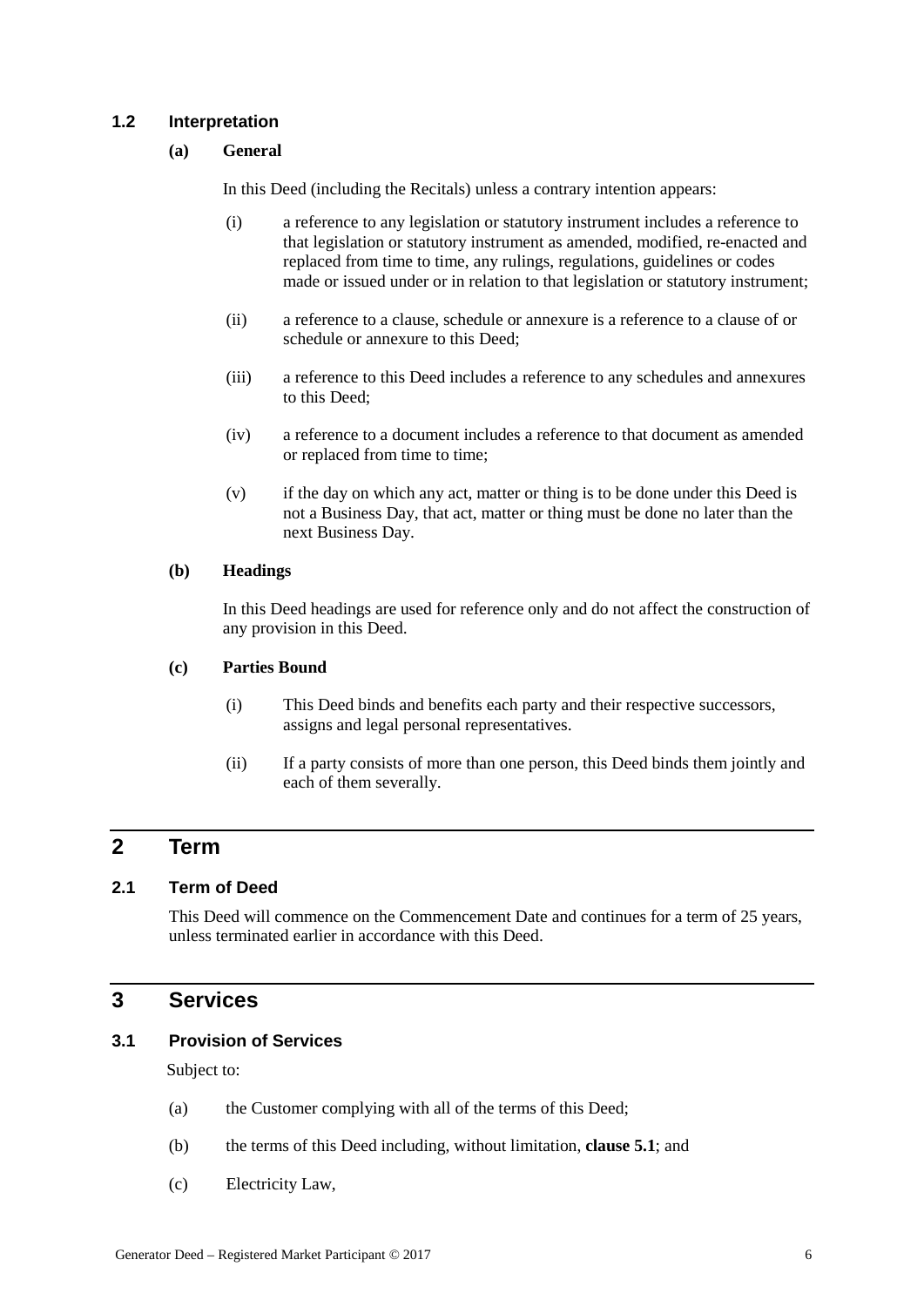### 1.2 Interpretation

**(a) General**

In this Deed (including the Recitals) unless a contrary intention appears:

(i) a reference to any legislation or statutory instrument includes a reference to that legislation or statutory instrument as amended, modified, re-enacted and replaced from time to time, any rulings, regulations, guidelines or codes made or issued under or in relation to that legislation or statutory instrument;

(ii) a reference to a clause, schedule or annexure is a reference to a clause of or schedule or annexure to this Deed;

(iii) a reference to this Deed includes a reference to any schedules and annexures to this Deed;

(iv) a reference to a document includes a reference to that document as amended or replaced from time to time;

(v) if the day on which any act, matter or thing is to be done under this Deed is not a Business Day, that act, matter or thing must be done no later than the next Business Day.

**(b) Headings**

In this Deed headings are used for reference only and do not affect the construction of any provision in this Deed.

**(c) Parties Bound**

(i) This Deed binds and benefits each party and their respective successors, assigns and legal personal representatives.

(ii) If a party consists of more than one person, this Deed binds them jointly and each of them severally.

## 2 Term

### 2.1 Term of Deed

This Deed will commence on the Commencement Date and continues for a term of 25 years, unless terminated earlier in accordance with this Deed.

## 3 Services

### 3.1 Provision of Services

Subject to:

(a) the Customer complying with all of the terms of this Deed;

(b) the terms of this Deed including, without limitation, **clause 5.1**; and

(c) Electricity Law,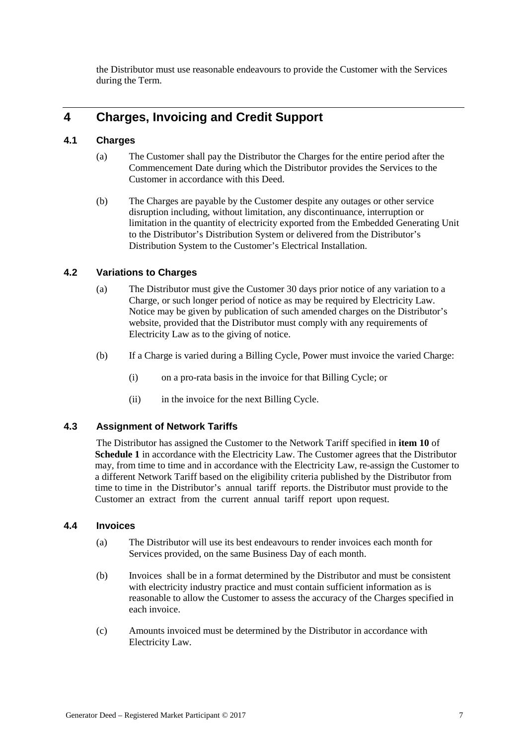the Distributor must use reasonable endeavours to provide the Customer with the Services during the Term.

# 4 Charges, Invoicing and Credit Support

## 4.1 Charges

(a) The Customer shall pay the Distributor the Charges for the entire period after the Commencement Date during which the Distributor provides the Services to the Customer in accordance with this Deed.

(b) The Charges are payable by the Customer despite any outages or other service disruption including, without limitation, any discontinuance, interruption or limitation in the quantity of electricity exported from the Embedded Generating Unit to the Distributor's Distribution System or delivered from the Distributor's Distribution System to the Customer's Electrical Installation.

## 4.2 Variations to Charges

(a) The Distributor must give the Customer 30 days prior notice of any variation to a Charge, or such longer period of notice as may be required by Electricity Law. Notice may be given by publication of such amended charges on the Distributor's website, provided that the Distributor must comply with any requirements of Electricity Law as to the giving of notice.

(b) If a Charge is varied during a Billing Cycle, Power must invoice the varied Charge:

(i) on a pro-rata basis in the invoice for that Billing Cycle; or

(ii) in the invoice for the next Billing Cycle.

## 4.3 Assignment of Network Tariffs

The Distributor has assigned the Customer to the Network Tariff specified in **item 10** of **Schedule 1** in accordance with the Electricity Law. The Customer agrees that the Distributor may, from time to time and in accordance with the Electricity Law, re-assign the Customer to a different Network Tariff based on the eligibility criteria published by the Distributor from time to time in the Distributor's annual tariff reports. the Distributor must provide to the Customer an extract from the current annual tariff report upon request.

## 4.4 Invoices

(a) The Distributor will use its best endeavours to render invoices each month for Services provided, on the same Business Day of each month.

(b) Invoices shall be in a format determined by the Distributor and must be consistent with electricity industry practice and must contain sufficient information as is reasonable to allow the Customer to assess the accuracy of the Charges specified in each invoice.

(c) Amounts invoiced must be determined by the Distributor in accordance with Electricity Law.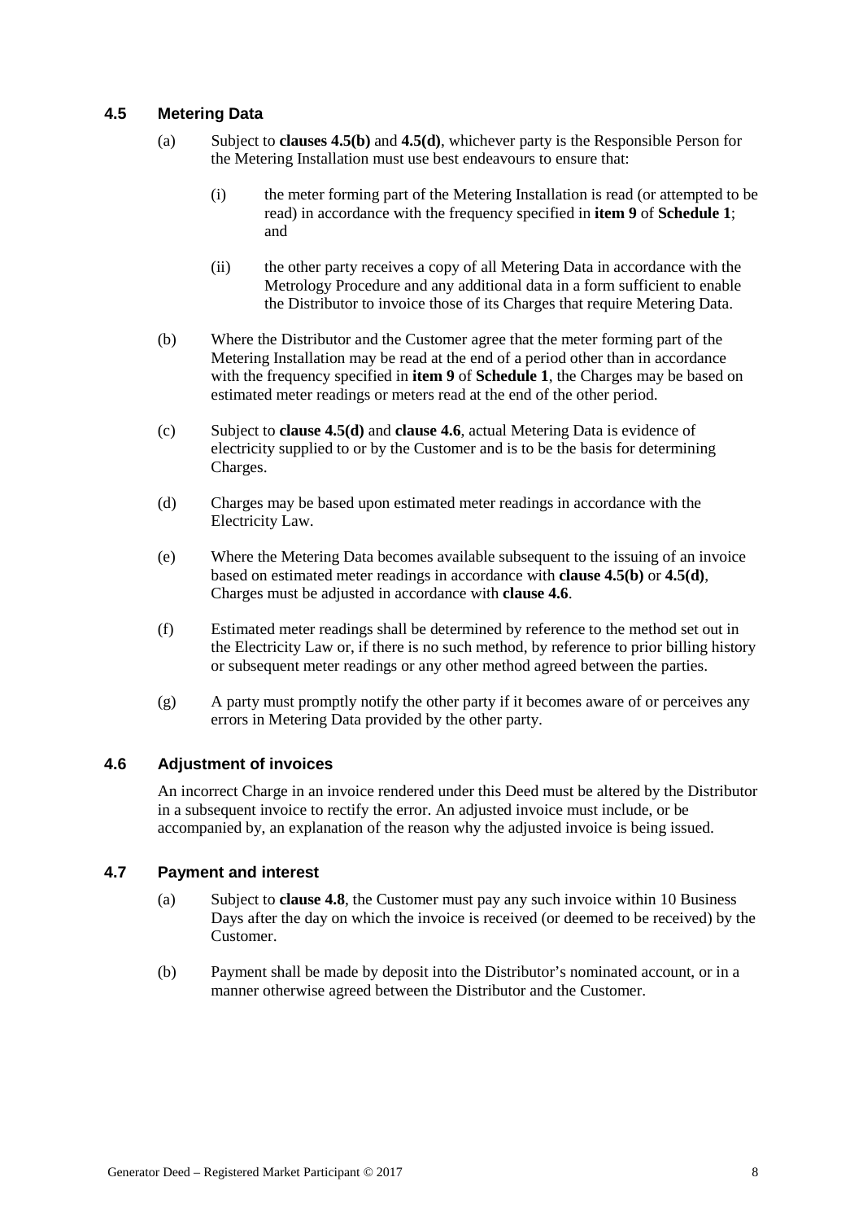### 4.5 Metering Data

(a) Subject to **clauses 4.5(b)** and **4.5(d)**, whichever party is the Responsible Person for the Metering Installation must use best endeavours to ensure that:

(i) the meter forming part of the Metering Installation is read (or attempted to be read) in accordance with the frequency specified in **item 9** of **Schedule 1**; and

(ii) the other party receives a copy of all Metering Data in accordance with the Metrology Procedure and any additional data in a form sufficient to enable the Distributor to invoice those of its Charges that require Metering Data.

(b) Where the Distributor and the Customer agree that the meter forming part of the Metering Installation may be read at the end of a period other than in accordance with the frequency specified in **item 9** of **Schedule 1**, the Charges may be based on estimated meter readings or meters read at the end of the other period.

(c) Subject to **clause 4.5(d)** and **clause 4.6**, actual Metering Data is evidence of electricity supplied to or by the Customer and is to be the basis for determining Charges.

(d) Charges may be based upon estimated meter readings in accordance with the Electricity Law.

(e) Where the Metering Data becomes available subsequent to the issuing of an invoice based on estimated meter readings in accordance with **clause 4.5(b)** or **4.5(d)**, Charges must be adjusted in accordance with **clause 4.6**.

(f) Estimated meter readings shall be determined by reference to the method set out in the Electricity Law or, if there is no such method, by reference to prior billing history or subsequent meter readings or any other method agreed between the parties.

(g) A party must promptly notify the other party if it becomes aware of or perceives any errors in Metering Data provided by the other party.

### 4.6 Adjustment of invoices

An incorrect Charge in an invoice rendered under this Deed must be altered by the Distributor in a subsequent invoice to rectify the error. An adjusted invoice must include, or be accompanied by, an explanation of the reason why the adjusted invoice is being issued.

### 4.7 Payment and interest

(a) Subject to **clause 4.8**, the Customer must pay any such invoice within 10 Business Days after the day on which the invoice is received (or deemed to be received) by the Customer.

(b) Payment shall be made by deposit into the Distributor's nominated account, or in a manner otherwise agreed between the Distributor and the Customer.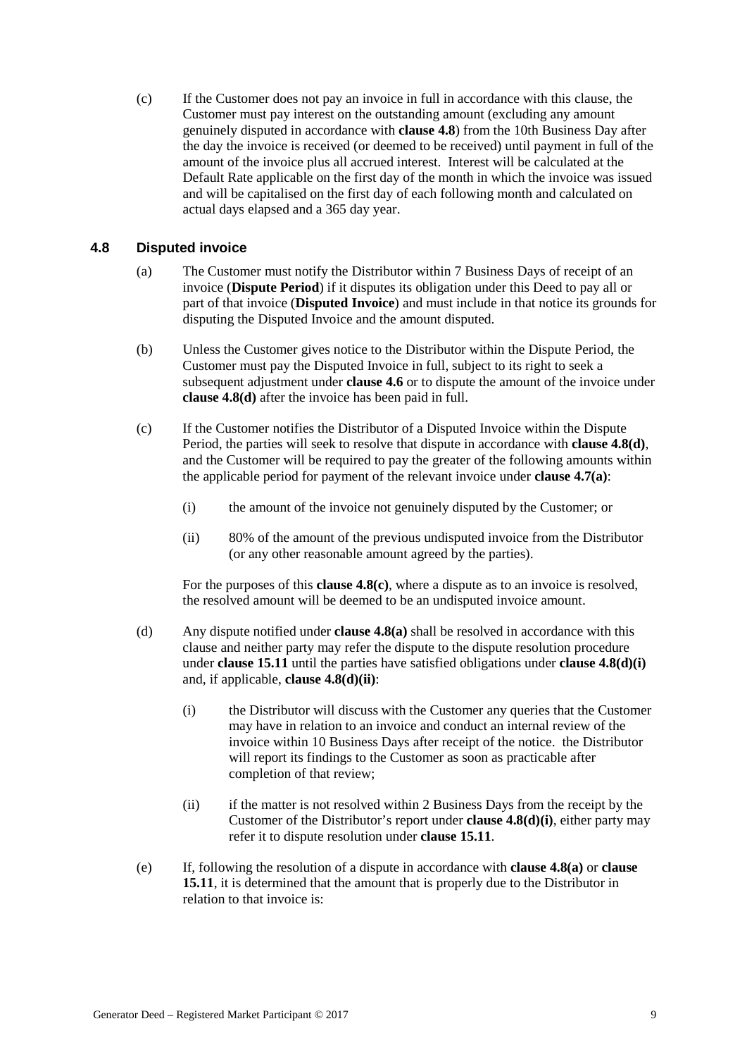(c) If the Customer does not pay an invoice in full in accordance with this clause, the Customer must pay interest on the outstanding amount (excluding any amount genuinely disputed in accordance with **clause 4.8**) from the 10th Business Day after the day the invoice is received (or deemed to be received) until payment in full of the amount of the invoice plus all accrued interest. Interest will be calculated at the Default Rate applicable on the first day of the month in which the invoice was issued and will be capitalised on the first day of each following month and calculated on actual days elapsed and a 365 day year.

### 4.8 Disputed invoice

(a) The Customer must notify the Distributor within 7 Business Days of receipt of an invoice (**Dispute Period**) if it disputes its obligation under this Deed to pay all or part of that invoice (**Disputed Invoice**) and must include in that notice its grounds for disputing the Disputed Invoice and the amount disputed.

(b) Unless the Customer gives notice to the Distributor within the Dispute Period, the Customer must pay the Disputed Invoice in full, subject to its right to seek a subsequent adjustment under **clause 4.6** or to dispute the amount of the invoice under **clause 4.8(d)** after the invoice has been paid in full.

(c) If the Customer notifies the Distributor of a Disputed Invoice within the Dispute Period, the parties will seek to resolve that dispute in accordance with **clause 4.8(d)**, and the Customer will be required to pay the greater of the following amounts within the applicable period for payment of the relevant invoice under **clause 4.7(a)**:

(i) the amount of the invoice not genuinely disputed by the Customer; or

(ii) 80% of the amount of the previous undisputed invoice from the Distributor (or any other reasonable amount agreed by the parties).

For the purposes of this **clause 4.8(c)**, where a dispute as to an invoice is resolved, the resolved amount will be deemed to be an undisputed invoice amount.

(d) Any dispute notified under **clause 4.8(a)** shall be resolved in accordance with this clause and neither party may refer the dispute to the dispute resolution procedure under **clause 15.11** until the parties have satisfied obligations under **clause 4.8(d)(i)** and, if applicable, **clause 4.8(d)(ii)**:

(i) the Distributor will discuss with the Customer any queries that the Customer may have in relation to an invoice and conduct an internal review of the invoice within 10 Business Days after receipt of the notice. the Distributor will report its findings to the Customer as soon as practicable after completion of that review;

(ii) if the matter is not resolved within 2 Business Days from the receipt by the Customer of the Distributor's report under **clause 4.8(d)(i)**, either party may refer it to dispute resolution under **clause 15.11**.

(e) If, following the resolution of a dispute in accordance with **clause 4.8(a)** or **clause 15.11**, it is determined that the amount that is properly due to the Distributor in relation to that invoice is: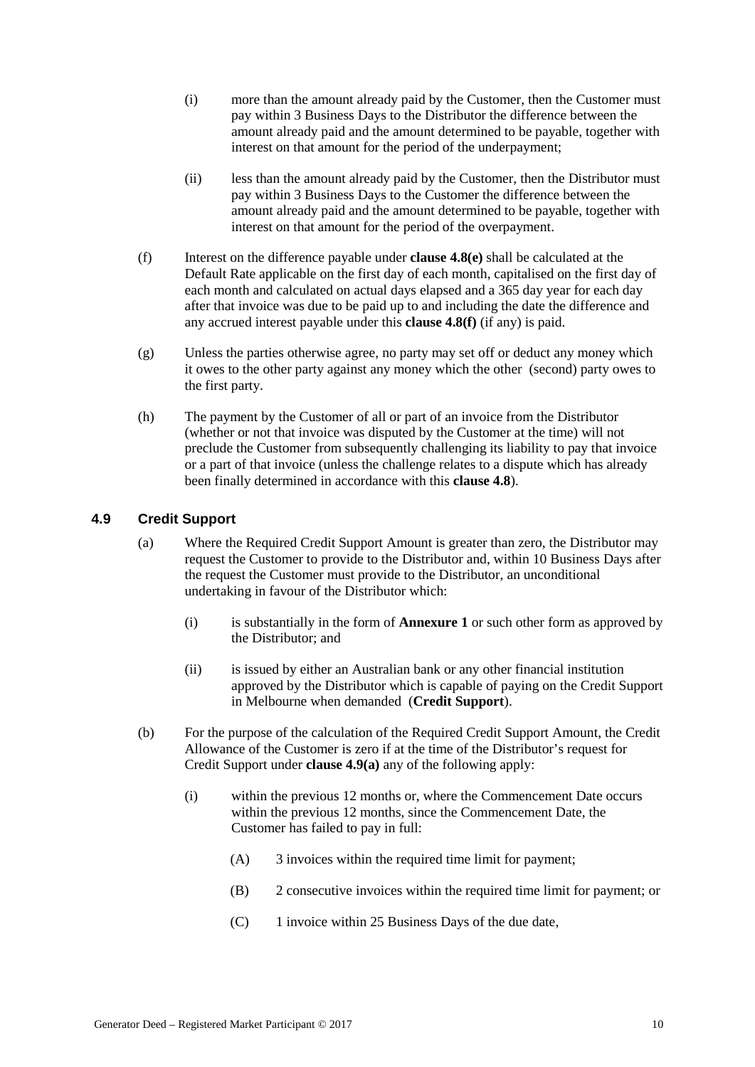(i) more than the amount already paid by the Customer, then the Customer must pay within 3 Business Days to the Distributor the difference between the amount already paid and the amount determined to be payable, together with interest on that amount for the period of the underpayment;

(ii) less than the amount already paid by the Customer, then the Distributor must pay within 3 Business Days to the Customer the difference between the amount already paid and the amount determined to be payable, together with interest on that amount for the period of the overpayment.

(f) Interest on the difference payable under **clause 4.8(e)** shall be calculated at the Default Rate applicable on the first day of each month, capitalised on the first day of each month and calculated on actual days elapsed and a 365 day year for each day after that invoice was due to be paid up to and including the date the difference and any accrued interest payable under this **clause 4.8(f)** (if any) is paid.

(g) Unless the parties otherwise agree, no party may set off or deduct any money which it owes to the other party against any money which the other (second) party owes to the first party.

(h) The payment by the Customer of all or part of an invoice from the Distributor (whether or not that invoice was disputed by the Customer at the time) will not preclude the Customer from subsequently challenging its liability to pay that invoice or a part of that invoice (unless the challenge relates to a dispute which has already been finally determined in accordance with this **clause 4.8**).

### 4.9 Credit Support

(a) Where the Required Credit Support Amount is greater than zero, the Distributor may request the Customer to provide to the Distributor and, within 10 Business Days after the request the Customer must provide to the Distributor, an unconditional undertaking in favour of the Distributor which:

(i) is substantially in the form of **Annexure 1** or such other form as approved by the Distributor; and

(ii) is issued by either an Australian bank or any other financial institution approved by the Distributor which is capable of paying on the Credit Support in Melbourne when demanded (**Credit Support**).

(b) For the purpose of the calculation of the Required Credit Support Amount, the Credit Allowance of the Customer is zero if at the time of the Distributor's request for Credit Support under **clause 4.9(a)** any of the following apply:

(i) within the previous 12 months or, where the Commencement Date occurs within the previous 12 months, since the Commencement Date, the Customer has failed to pay in full:

(A) 3 invoices within the required time limit for payment;

(B) 2 consecutive invoices within the required time limit for payment; or

(C) 1 invoice within 25 Business Days of the due date,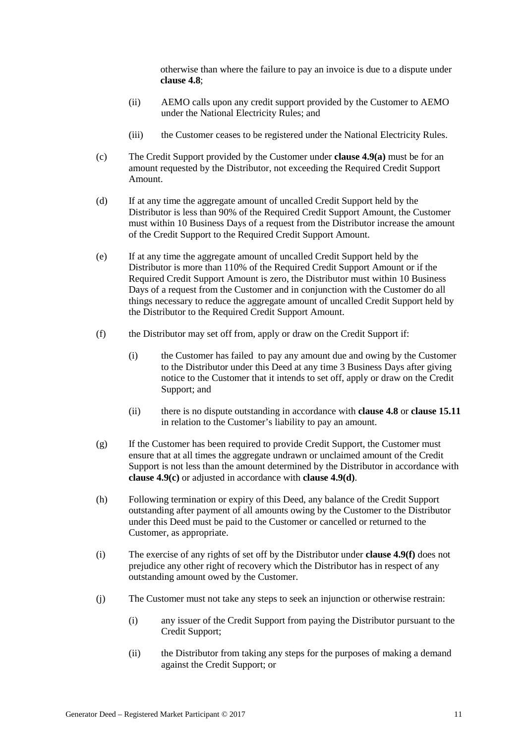otherwise than where the failure to pay an invoice is due to a dispute under **clause 4.8**;

(ii) AEMO calls upon any credit support provided by the Customer to AEMO under the National Electricity Rules; and

(iii) the Customer ceases to be registered under the National Electricity Rules.

(c) The Credit Support provided by the Customer under **clause 4.9(a)** must be for an amount requested by the Distributor, not exceeding the Required Credit Support Amount.

(d) If at any time the aggregate amount of uncalled Credit Support held by the Distributor is less than 90% of the Required Credit Support Amount, the Customer must within 10 Business Days of a request from the Distributor increase the amount of the Credit Support to the Required Credit Support Amount.

(e) If at any time the aggregate amount of uncalled Credit Support held by the Distributor is more than 110% of the Required Credit Support Amount or if the Required Credit Support Amount is zero, the Distributor must within 10 Business Days of a request from the Customer and in conjunction with the Customer do all things necessary to reduce the aggregate amount of uncalled Credit Support held by the Distributor to the Required Credit Support Amount.

(f) the Distributor may set off from, apply or draw on the Credit Support if:

(i) the Customer has failed to pay any amount due and owing by the Customer to the Distributor under this Deed at any time 3 Business Days after giving notice to the Customer that it intends to set off, apply or draw on the Credit Support; and

(ii) there is no dispute outstanding in accordance with **clause 4.8** or **clause 15.11** in relation to the Customer's liability to pay an amount.

(g) If the Customer has been required to provide Credit Support, the Customer must ensure that at all times the aggregate undrawn or unclaimed amount of the Credit Support is not less than the amount determined by the Distributor in accordance with **clause 4.9(c)** or adjusted in accordance with **clause 4.9(d)**.

(h) Following termination or expiry of this Deed, any balance of the Credit Support outstanding after payment of all amounts owing by the Customer to the Distributor under this Deed must be paid to the Customer or cancelled or returned to the Customer, as appropriate.

(i) The exercise of any rights of set off by the Distributor under **clause 4.9(f)** does not prejudice any other right of recovery which the Distributor has in respect of any outstanding amount owed by the Customer.

(j) The Customer must not take any steps to seek an injunction or otherwise restrain:

(i) any issuer of the Credit Support from paying the Distributor pursuant to the Credit Support;

(ii) the Distributor from taking any steps for the purposes of making a demand against the Credit Support; or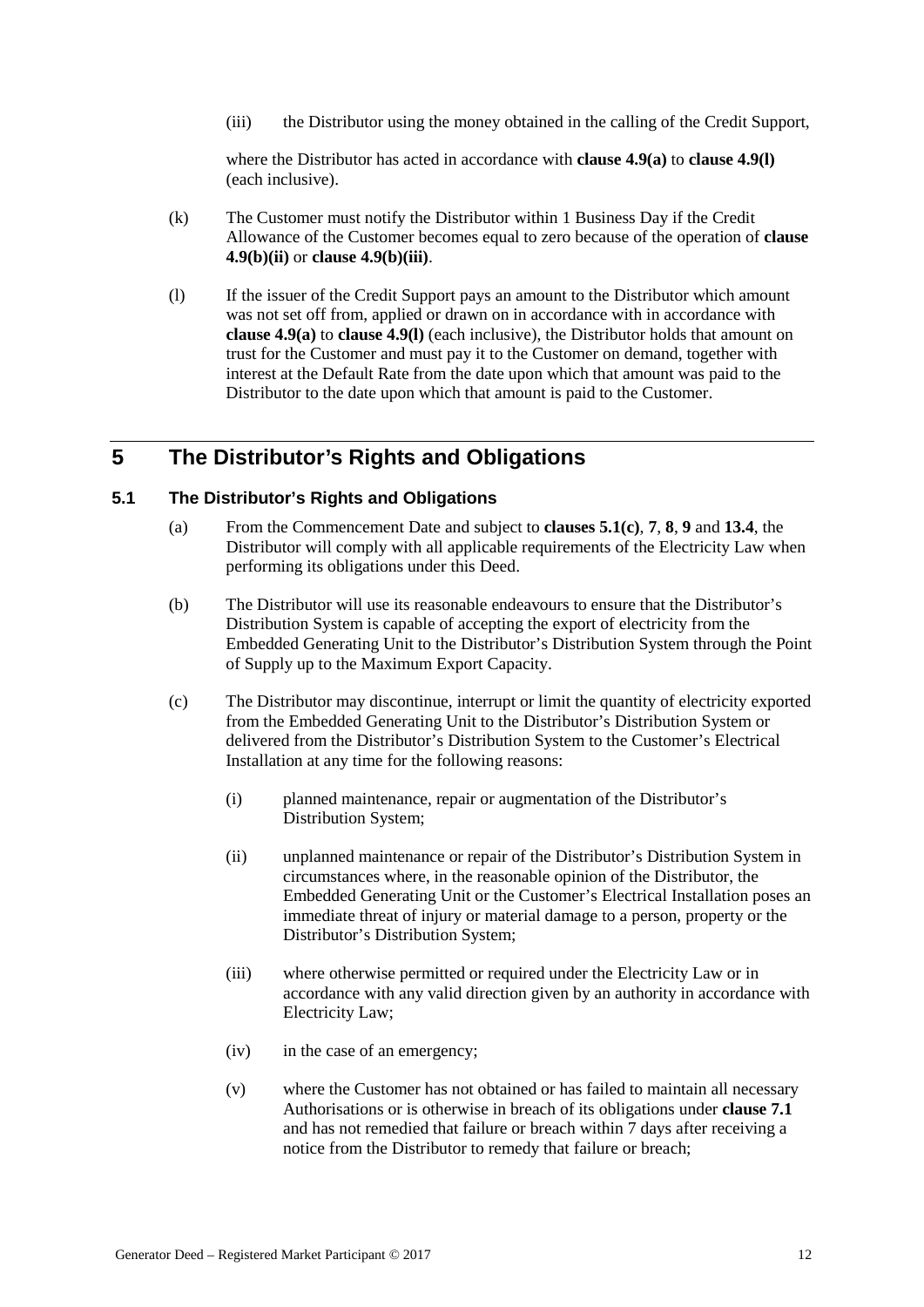(iii) the Distributor using the money obtained in the calling of the Credit Support,

where the Distributor has acted in accordance with **clause 4.9(a)** to **clause 4.9(l)** (each inclusive).

(k) The Customer must notify the Distributor within 1 Business Day if the Credit Allowance of the Customer becomes equal to zero because of the operation of **clause 4.9(b)(ii)** or **clause 4.9(b)(iii)**.

(l) If the issuer of the Credit Support pays an amount to the Distributor which amount was not set off from, applied or drawn on in accordance with in accordance with **clause 4.9(a)** to **clause 4.9(l)** (each inclusive), the Distributor holds that amount on trust for the Customer and must pay it to the Customer on demand, together with interest at the Default Rate from the date upon which that amount was paid to the Distributor to the date upon which that amount is paid to the Customer.

# 5 The Distributor's Rights and Obligations

## 5.1 The Distributor's Rights and Obligations

(a) From the Commencement Date and subject to **clauses 5.1(c)**, **7**, **8**, **9** and **13.4**, the Distributor will comply with all applicable requirements of the Electricity Law when performing its obligations under this Deed.

(b) The Distributor will use its reasonable endeavours to ensure that the Distributor's Distribution System is capable of accepting the export of electricity from the Embedded Generating Unit to the Distributor's Distribution System through the Point of Supply up to the Maximum Export Capacity.

(c) The Distributor may discontinue, interrupt or limit the quantity of electricity exported from the Embedded Generating Unit to the Distributor's Distribution System or delivered from the Distributor's Distribution System to the Customer's Electrical Installation at any time for the following reasons:

(i) planned maintenance, repair or augmentation of the Distributor's Distribution System;

(ii) unplanned maintenance or repair of the Distributor's Distribution System in circumstances where, in the reasonable opinion of the Distributor, the Embedded Generating Unit or the Customer's Electrical Installation poses an immediate threat of injury or material damage to a person, property or the Distributor's Distribution System;

(iii) where otherwise permitted or required under the Electricity Law or in accordance with any valid direction given by an authority in accordance with Electricity Law;

(iv) in the case of an emergency;

(v) where the Customer has not obtained or has failed to maintain all necessary Authorisations or is otherwise in breach of its obligations under **clause 7.1** and has not remedied that failure or breach within 7 days after receiving a notice from the Distributor to remedy that failure or breach;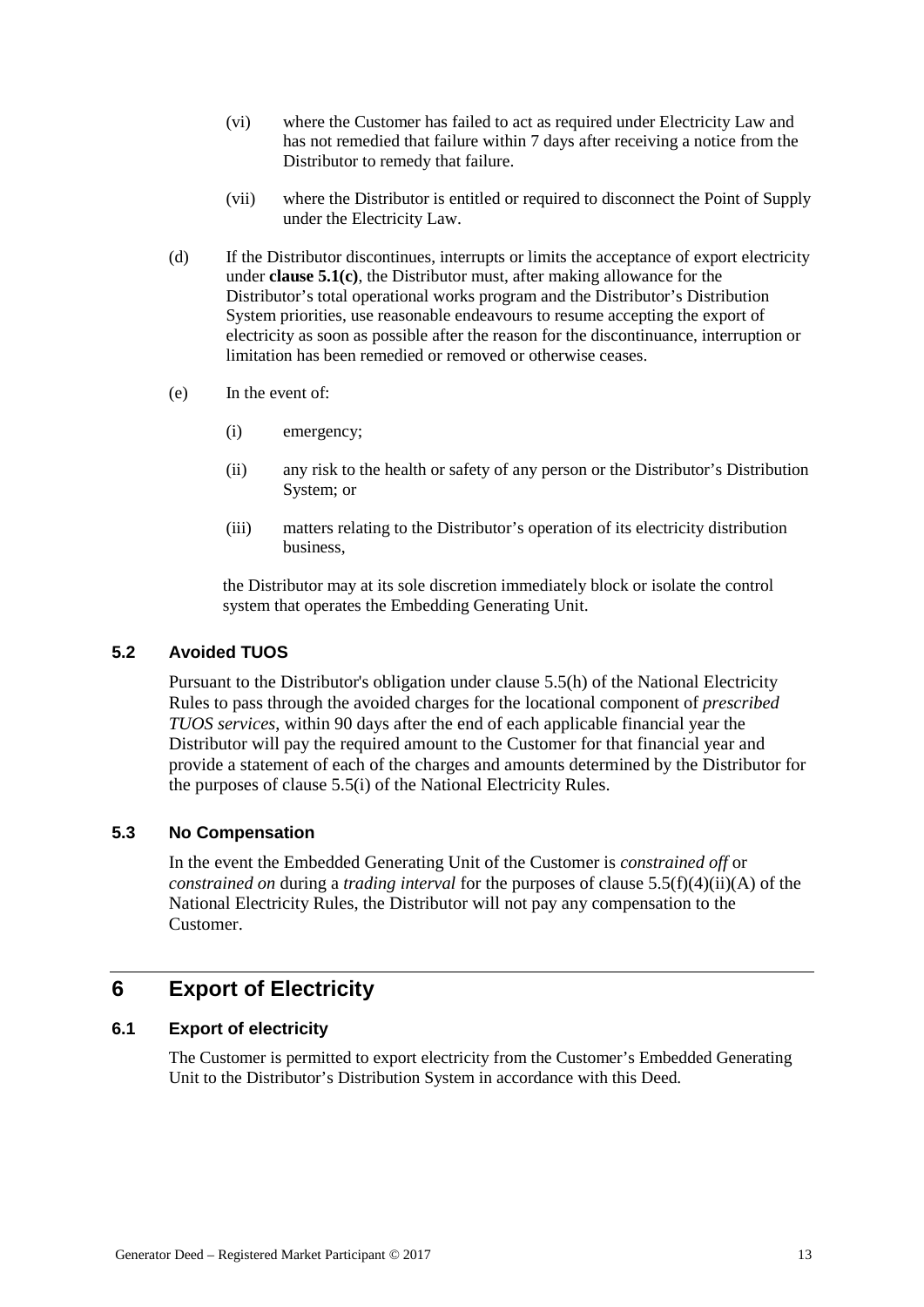(vi) where the Customer has failed to act as required under Electricity Law and has not remedied that failure within 7 days after receiving a notice from the Distributor to remedy that failure.

(vii) where the Distributor is entitled or required to disconnect the Point of Supply under the Electricity Law.

(d) If the Distributor discontinues, interrupts or limits the acceptance of export electricity under **clause 5.1(c)**, the Distributor must, after making allowance for the Distributor's total operational works program and the Distributor's Distribution System priorities, use reasonable endeavours to resume accepting the export of electricity as soon as possible after the reason for the discontinuance, interruption or limitation has been remedied or removed or otherwise ceases.

(e) In the event of:

(i) emergency;

(ii) any risk to the health or safety of any person or the Distributor's Distribution System; or

(iii) matters relating to the Distributor's operation of its electricity distribution business,

the Distributor may at its sole discretion immediately block or isolate the control system that operates the Embedding Generating Unit.

### 5.2 Avoided TUOS

Pursuant to the Distributor's obligation under clause 5.5(h) of the National Electricity Rules to pass through the avoided charges for the locational component of *prescribed TUOS services*, within 90 days after the end of each applicable financial year the Distributor will pay the required amount to the Customer for that financial year and provide a statement of each of the charges and amounts determined by the Distributor for the purposes of clause 5.5(i) of the National Electricity Rules.

### 5.3 No Compensation

In the event the Embedded Generating Unit of the Customer is *constrained off* or *constrained on* during a *trading interval* for the purposes of clause 5.5(f)(4)(ii)(A) of the National Electricity Rules, the Distributor will not pay any compensation to the Customer.

## 6 Export of Electricity

### 6.1 Export of electricity

The Customer is permitted to export electricity from the Customer's Embedded Generating Unit to the Distributor's Distribution System in accordance with this Deed.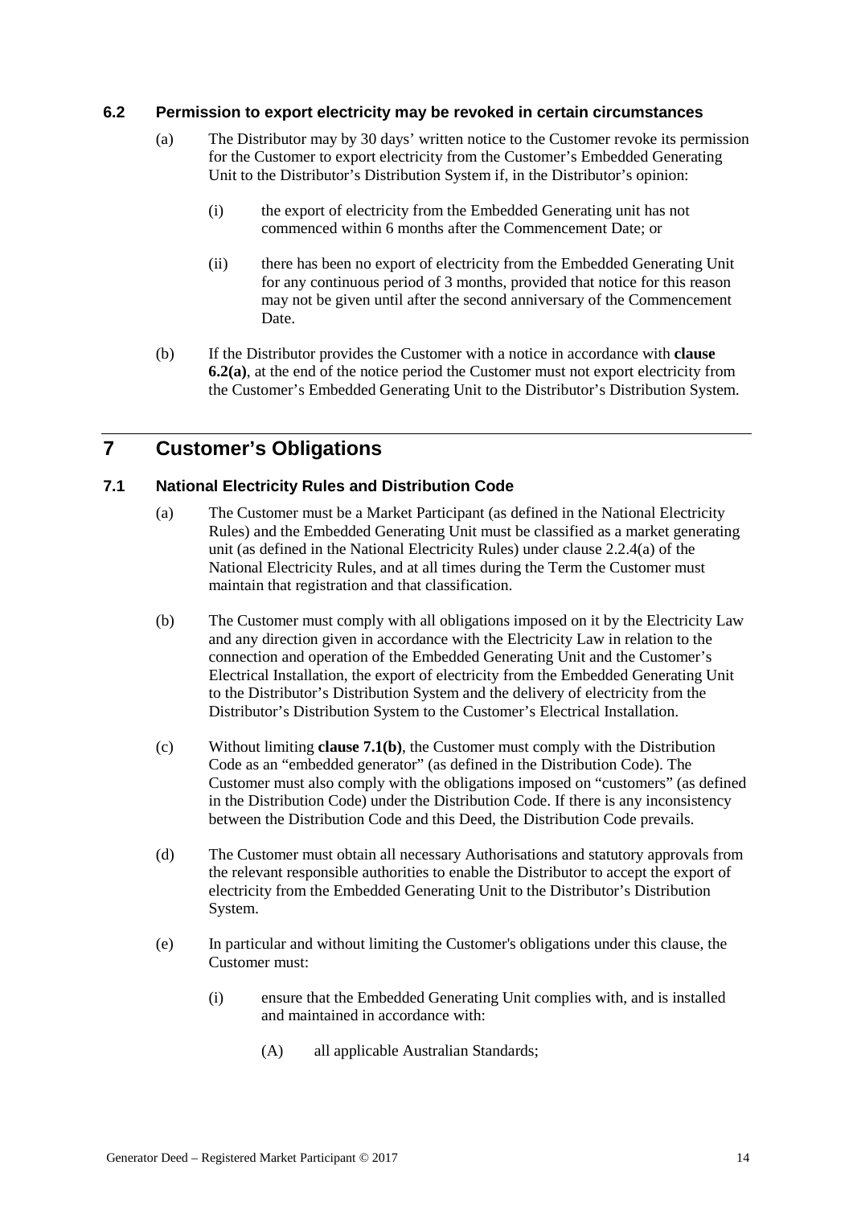### 6.2 Permission to export electricity may be revoked in certain circumstances

(a) The Distributor may by 30 days' written notice to the Customer revoke its permission for the Customer to export electricity from the Customer's Embedded Generating Unit to the Distributor's Distribution System if, in the Distributor's opinion:

(i) the export of electricity from the Embedded Generating unit has not commenced within 6 months after the Commencement Date; or

(ii) there has been no export of electricity from the Embedded Generating Unit for any continuous period of 3 months, provided that notice for this reason may not be given until after the second anniversary of the Commencement Date.

(b) If the Distributor provides the Customer with a notice in accordance with **clause 6.2(a)**, at the end of the notice period the Customer must not export electricity from the Customer's Embedded Generating Unit to the Distributor's Distribution System.

## 7 Customer's Obligations

### 7.1 National Electricity Rules and Distribution Code

(a) The Customer must be a Market Participant (as defined in the National Electricity Rules) and the Embedded Generating Unit must be classified as a market generating unit (as defined in the National Electricity Rules) under clause 2.2.4(a) of the National Electricity Rules, and at all times during the Term the Customer must maintain that registration and that classification.

(b) The Customer must comply with all obligations imposed on it by the Electricity Law and any direction given in accordance with the Electricity Law in relation to the connection and operation of the Embedded Generating Unit and the Customer's Electrical Installation, the export of electricity from the Embedded Generating Unit to the Distributor's Distribution System and the delivery of electricity from the Distributor's Distribution System to the Customer's Electrical Installation.

(c) Without limiting **clause 7.1(b)**, the Customer must comply with the Distribution Code as an "embedded generator" (as defined in the Distribution Code). The Customer must also comply with the obligations imposed on "customers" (as defined in the Distribution Code) under the Distribution Code. If there is any inconsistency between the Distribution Code and this Deed, the Distribution Code prevails.

(d) The Customer must obtain all necessary Authorisations and statutory approvals from the relevant responsible authorities to enable the Distributor to accept the export of electricity from the Embedded Generating Unit to the Distributor's Distribution System.

(e) In particular and without limiting the Customer's obligations under this clause, the Customer must:

(i) ensure that the Embedded Generating Unit complies with, and is installed and maintained in accordance with:

(A) all applicable Australian Standards;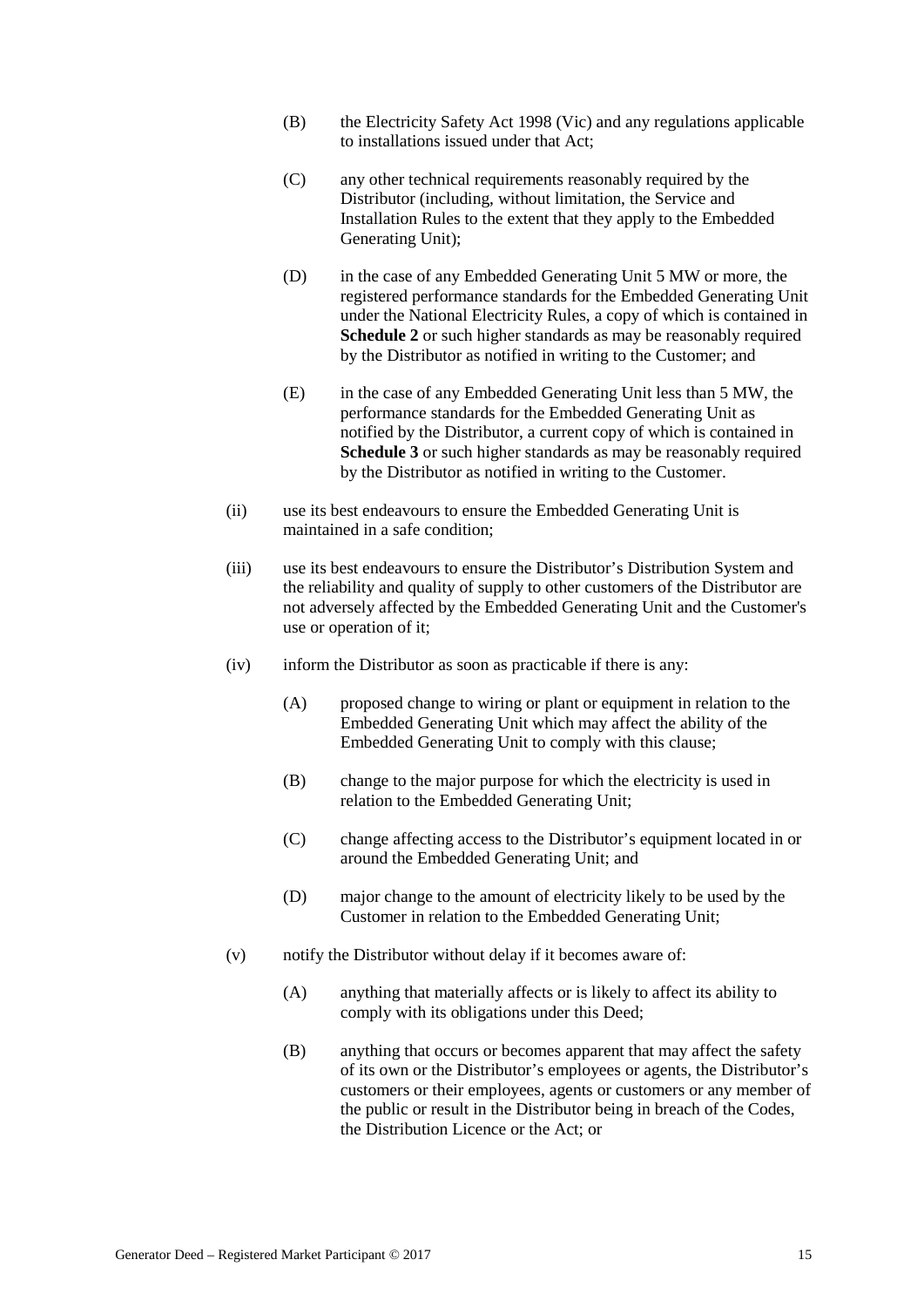(B) the Electricity Safety Act 1998 (Vic) and any regulations applicable to installations issued under that Act;

(C) any other technical requirements reasonably required by the Distributor (including, without limitation, the Service and Installation Rules to the extent that they apply to the Embedded Generating Unit);

(D) in the case of any Embedded Generating Unit 5 MW or more, the registered performance standards for the Embedded Generating Unit under the National Electricity Rules, a copy of which is contained in **Schedule 2** or such higher standards as may be reasonably required by the Distributor as notified in writing to the Customer; and

(E) in the case of any Embedded Generating Unit less than 5 MW, the performance standards for the Embedded Generating Unit as notified by the Distributor, a current copy of which is contained in **Schedule 3** or such higher standards as may be reasonably required by the Distributor as notified in writing to the Customer.

(ii) use its best endeavours to ensure the Embedded Generating Unit is maintained in a safe condition;

(iii) use its best endeavours to ensure the Distributor's Distribution System and the reliability and quality of supply to other customers of the Distributor are not adversely affected by the Embedded Generating Unit and the Customer's use or operation of it;

(iv) inform the Distributor as soon as practicable if there is any:

(A) proposed change to wiring or plant or equipment in relation to the Embedded Generating Unit which may affect the ability of the Embedded Generating Unit to comply with this clause;

(B) change to the major purpose for which the electricity is used in relation to the Embedded Generating Unit;

(C) change affecting access to the Distributor's equipment located in or around the Embedded Generating Unit; and

(D) major change to the amount of electricity likely to be used by the Customer in relation to the Embedded Generating Unit;

(v) notify the Distributor without delay if it becomes aware of:

(A) anything that materially affects or is likely to affect its ability to comply with its obligations under this Deed;

(B) anything that occurs or becomes apparent that may affect the safety of its own or the Distributor's employees or agents, the Distributor's customers or their employees, agents or customers or any member of the public or result in the Distributor being in breach of the Codes, the Distribution Licence or the Act; or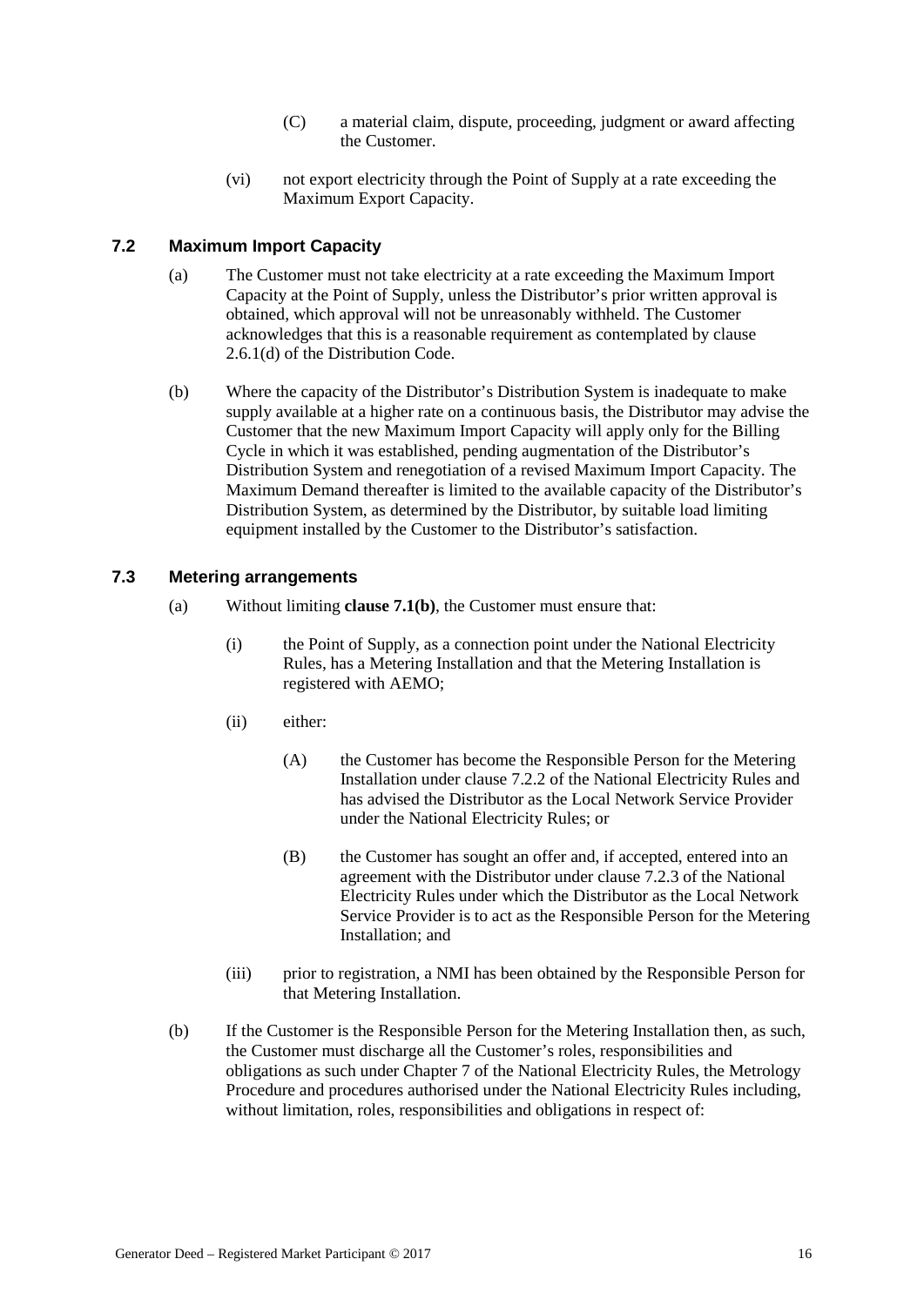(C) a material claim, dispute, proceeding, judgment or award affecting the Customer.

(vi) not export electricity through the Point of Supply at a rate exceeding the Maximum Export Capacity.

### 7.2 Maximum Import Capacity

(a) The Customer must not take electricity at a rate exceeding the Maximum Import Capacity at the Point of Supply, unless the Distributor's prior written approval is obtained, which approval will not be unreasonably withheld. The Customer acknowledges that this is a reasonable requirement as contemplated by clause 2.6.1(d) of the Distribution Code.

(b) Where the capacity of the Distributor's Distribution System is inadequate to make supply available at a higher rate on a continuous basis, the Distributor may advise the Customer that the new Maximum Import Capacity will apply only for the Billing Cycle in which it was established, pending augmentation of the Distributor's Distribution System and renegotiation of a revised Maximum Import Capacity. The Maximum Demand thereafter is limited to the available capacity of the Distributor's Distribution System, as determined by the Distributor, by suitable load limiting equipment installed by the Customer to the Distributor's satisfaction.

### 7.3 Metering arrangements

(a) Without limiting **clause 7.1(b)**, the Customer must ensure that:

(i) the Point of Supply, as a connection point under the National Electricity Rules, has a Metering Installation and that the Metering Installation is registered with AEMO;

(ii) either:

(A) the Customer has become the Responsible Person for the Metering Installation under clause 7.2.2 of the National Electricity Rules and has advised the Distributor as the Local Network Service Provider under the National Electricity Rules; or

(B) the Customer has sought an offer and, if accepted, entered into an agreement with the Distributor under clause 7.2.3 of the National Electricity Rules under which the Distributor as the Local Network Service Provider is to act as the Responsible Person for the Metering Installation; and

(iii) prior to registration, a NMI has been obtained by the Responsible Person for that Metering Installation.

(b) If the Customer is the Responsible Person for the Metering Installation then, as such, the Customer must discharge all the Customer's roles, responsibilities and obligations as such under Chapter 7 of the National Electricity Rules, the Metrology Procedure and procedures authorised under the National Electricity Rules including, without limitation, roles, responsibilities and obligations in respect of: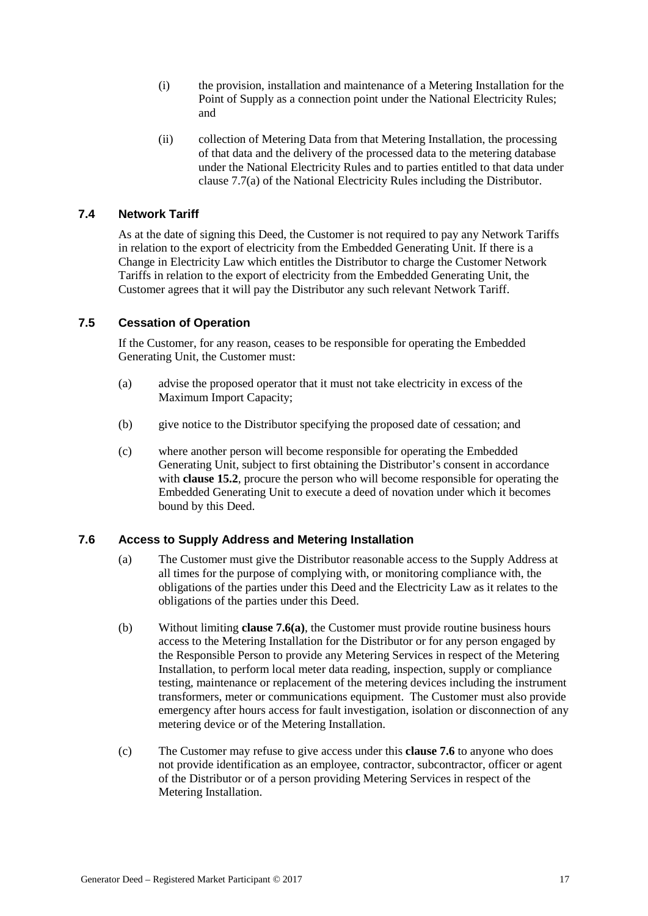(i) the provision, installation and maintenance of a Metering Installation for the Point of Supply as a connection point under the National Electricity Rules; and

(ii) collection of Metering Data from that Metering Installation, the processing of that data and the delivery of the processed data to the metering database under the National Electricity Rules and to parties entitled to that data under clause 7.7(a) of the National Electricity Rules including the Distributor.

### 7.4 Network Tariff

As at the date of signing this Deed, the Customer is not required to pay any Network Tariffs in relation to the export of electricity from the Embedded Generating Unit. If there is a Change in Electricity Law which entitles the Distributor to charge the Customer Network Tariffs in relation to the export of electricity from the Embedded Generating Unit, the Customer agrees that it will pay the Distributor any such relevant Network Tariff.

### 7.5 Cessation of Operation

If the Customer, for any reason, ceases to be responsible for operating the Embedded Generating Unit, the Customer must:

(a) advise the proposed operator that it must not take electricity in excess of the Maximum Import Capacity;

(b) give notice to the Distributor specifying the proposed date of cessation; and

(c) where another person will become responsible for operating the Embedded Generating Unit, subject to first obtaining the Distributor's consent in accordance with **clause 15.2**, procure the person who will become responsible for operating the Embedded Generating Unit to execute a deed of novation under which it becomes bound by this Deed.

### 7.6 Access to Supply Address and Metering Installation

(a) The Customer must give the Distributor reasonable access to the Supply Address at all times for the purpose of complying with, or monitoring compliance with, the obligations of the parties under this Deed and the Electricity Law as it relates to the obligations of the parties under this Deed.

(b) Without limiting **clause 7.6(a)**, the Customer must provide routine business hours access to the Metering Installation for the Distributor or for any person engaged by the Responsible Person to provide any Metering Services in respect of the Metering Installation, to perform local meter data reading, inspection, supply or compliance testing, maintenance or replacement of the metering devices including the instrument transformers, meter or communications equipment. The Customer must also provide emergency after hours access for fault investigation, isolation or disconnection of any metering device or of the Metering Installation.

(c) The Customer may refuse to give access under this **clause 7.6** to anyone who does not provide identification as an employee, contractor, subcontractor, officer or agent of the Distributor or of a person providing Metering Services in respect of the Metering Installation.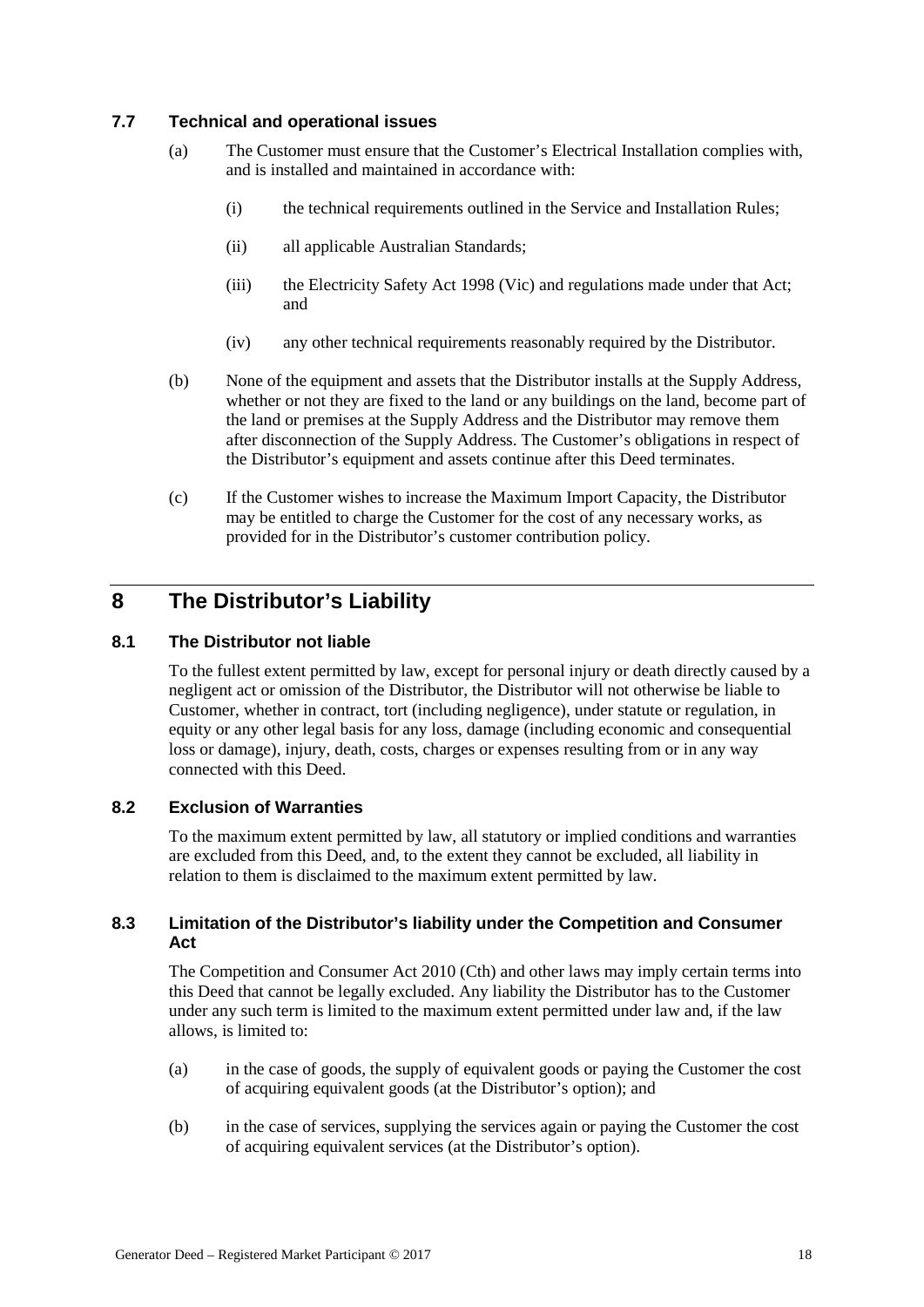### 7.7 Technical and operational issues

(a) The Customer must ensure that the Customer's Electrical Installation complies with, and is installed and maintained in accordance with:

(i) the technical requirements outlined in the Service and Installation Rules;

(ii) all applicable Australian Standards;

(iii) the Electricity Safety Act 1998 (Vic) and regulations made under that Act; and

(iv) any other technical requirements reasonably required by the Distributor.

(b) None of the equipment and assets that the Distributor installs at the Supply Address, whether or not they are fixed to the land or any buildings on the land, become part of the land or premises at the Supply Address and the Distributor may remove them after disconnection of the Supply Address. The Customer's obligations in respect of the Distributor's equipment and assets continue after this Deed terminates.

(c) If the Customer wishes to increase the Maximum Import Capacity, the Distributor may be entitled to charge the Customer for the cost of any necessary works, as provided for in the Distributor's customer contribution policy.

## 8 The Distributor's Liability

### 8.1 The Distributor not liable

To the fullest extent permitted by law, except for personal injury or death directly caused by a negligent act or omission of the Distributor, the Distributor will not otherwise be liable to Customer, whether in contract, tort (including negligence), under statute or regulation, in equity or any other legal basis for any loss, damage (including economic and consequential loss or damage), injury, death, costs, charges or expenses resulting from or in any way connected with this Deed.

### 8.2 Exclusion of Warranties

To the maximum extent permitted by law, all statutory or implied conditions and warranties are excluded from this Deed, and, to the extent they cannot be excluded, all liability in relation to them is disclaimed to the maximum extent permitted by law.

### 8.3 Limitation of the Distributor's liability under the Competition and Consumer Act

The Competition and Consumer Act 2010 (Cth) and other laws may imply certain terms into this Deed that cannot be legally excluded. Any liability the Distributor has to the Customer under any such term is limited to the maximum extent permitted under law and, if the law allows, is limited to:

(a) in the case of goods, the supply of equivalent goods or paying the Customer the cost of acquiring equivalent goods (at the Distributor's option); and

(b) in the case of services, supplying the services again or paying the Customer the cost of acquiring equivalent services (at the Distributor's option).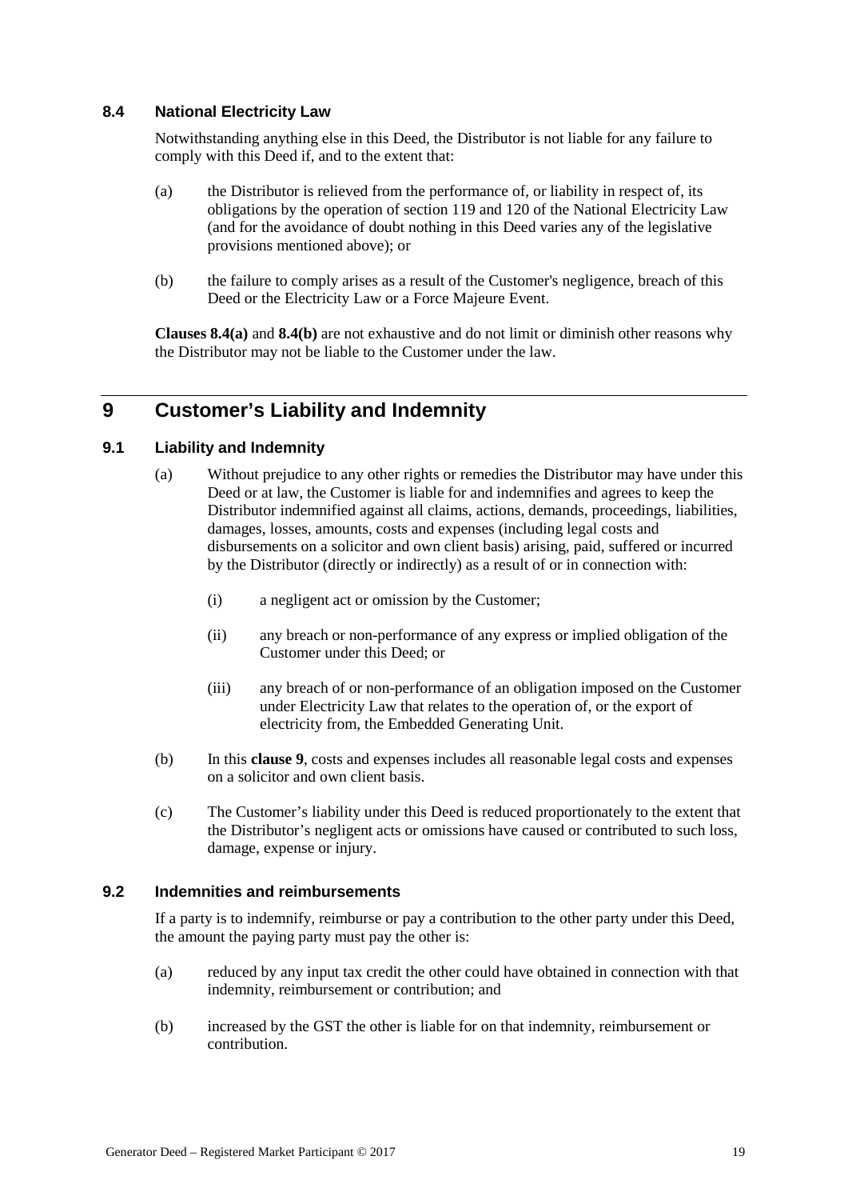### 8.4 National Electricity Law

Notwithstanding anything else in this Deed, the Distributor is not liable for any failure to comply with this Deed if, and to the extent that:

(a) the Distributor is relieved from the performance of, or liability in respect of, its obligations by the operation of section 119 and 120 of the National Electricity Law (and for the avoidance of doubt nothing in this Deed varies any of the legislative provisions mentioned above); or

(b) the failure to comply arises as a result of the Customer's negligence, breach of this Deed or the Electricity Law or a Force Majeure Event.

**Clauses 8.4(a)** and **8.4(b)** are not exhaustive and do not limit or diminish other reasons why the Distributor may not be liable to the Customer under the law.

## 9 Customer's Liability and Indemnity

### 9.1 Liability and Indemnity

(a) Without prejudice to any other rights or remedies the Distributor may have under this Deed or at law, the Customer is liable for and indemnifies and agrees to keep the Distributor indemnified against all claims, actions, demands, proceedings, liabilities, damages, losses, amounts, costs and expenses (including legal costs and disbursements on a solicitor and own client basis) arising, paid, suffered or incurred by the Distributor (directly or indirectly) as a result of or in connection with:

   (i) a negligent act or omission by the Customer;

   (ii) any breach or non-performance of any express or implied obligation of the Customer under this Deed; or

   (iii) any breach of or non-performance of an obligation imposed on the Customer under Electricity Law that relates to the operation of, or the export of electricity from, the Embedded Generating Unit.

(b) In this **clause 9**, costs and expenses includes all reasonable legal costs and expenses on a solicitor and own client basis.

(c) The Customer's liability under this Deed is reduced proportionately to the extent that the Distributor's negligent acts or omissions have caused or contributed to such loss, damage, expense or injury.

### 9.2 Indemnities and reimbursements

If a party is to indemnify, reimburse or pay a contribution to the other party under this Deed, the amount the paying party must pay the other is:

(a) reduced by any input tax credit the other could have obtained in connection with that indemnity, reimbursement or contribution; and

(b) increased by the GST the other is liable for on that indemnity, reimbursement or contribution.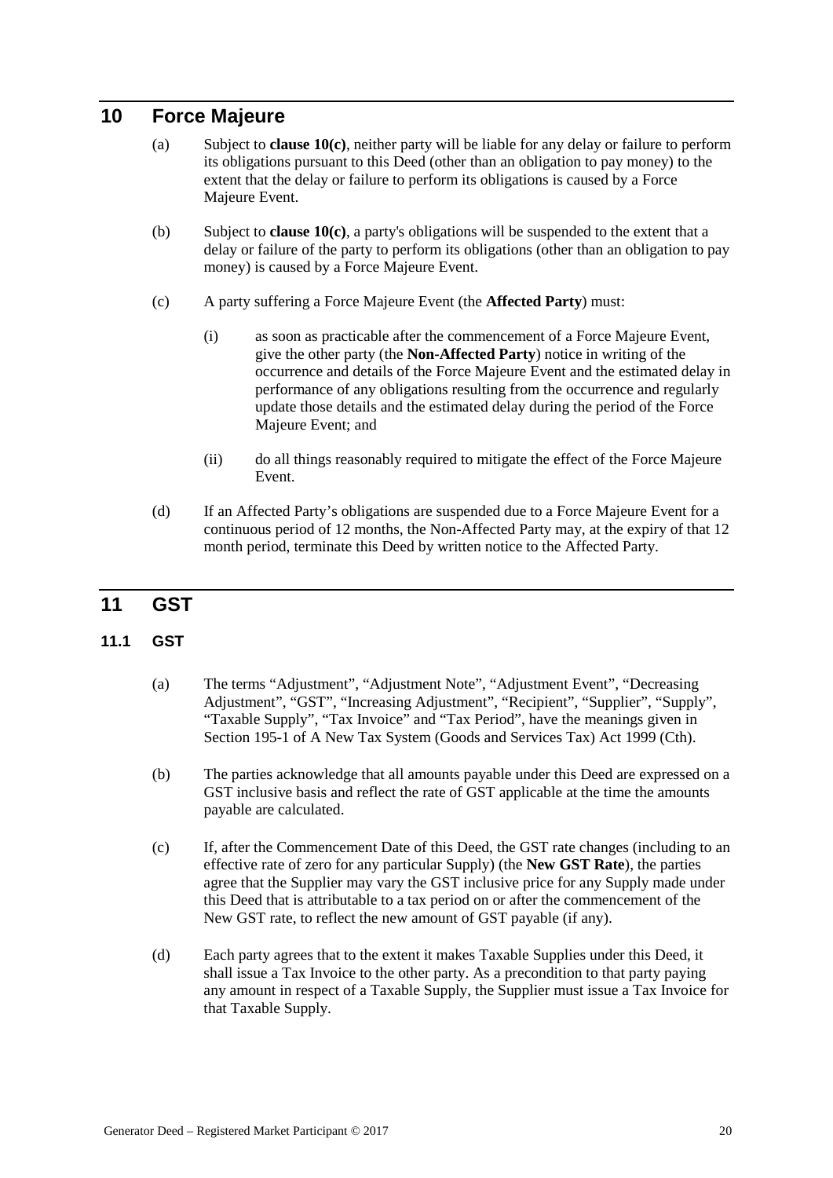## 10 Force Majeure

(a) Subject to **clause 10(c)**, neither party will be liable for any delay or failure to perform its obligations pursuant to this Deed (other than an obligation to pay money) to the extent that the delay or failure to perform its obligations is caused by a Force Majeure Event.

(b) Subject to **clause 10(c)**, a party's obligations will be suspended to the extent that a delay or failure of the party to perform its obligations (other than an obligation to pay money) is caused by a Force Majeure Event.

(c) A party suffering a Force Majeure Event (the **Affected Party**) must:

(i) as soon as practicable after the commencement of a Force Majeure Event, give the other party (the **Non-Affected Party**) notice in writing of the occurrence and details of the Force Majeure Event and the estimated delay in performance of any obligations resulting from the occurrence and regularly update those details and the estimated delay during the period of the Force Majeure Event; and

(ii) do all things reasonably required to mitigate the effect of the Force Majeure Event.

(d) If an Affected Party's obligations are suspended due to a Force Majeure Event for a continuous period of 12 months, the Non-Affected Party may, at the expiry of that 12 month period, terminate this Deed by written notice to the Affected Party.

## 11 GST

### 11.1 GST

(a) The terms "Adjustment", "Adjustment Note", "Adjustment Event", "Decreasing Adjustment", "GST", "Increasing Adjustment", "Recipient", "Supplier", "Supply", "Taxable Supply", "Tax Invoice" and "Tax Period", have the meanings given in Section 195-1 of A New Tax System (Goods and Services Tax) Act 1999 (Cth).

(b) The parties acknowledge that all amounts payable under this Deed are expressed on a GST inclusive basis and reflect the rate of GST applicable at the time the amounts payable are calculated.

(c) If, after the Commencement Date of this Deed, the GST rate changes (including to an effective rate of zero for any particular Supply) (the **New GST Rate**), the parties agree that the Supplier may vary the GST inclusive price for any Supply made under this Deed that is attributable to a tax period on or after the commencement of the New GST rate, to reflect the new amount of GST payable (if any).

(d) Each party agrees that to the extent it makes Taxable Supplies under this Deed, it shall issue a Tax Invoice to the other party. As a precondition to that party paying any amount in respect of a Taxable Supply, the Supplier must issue a Tax Invoice for that Taxable Supply.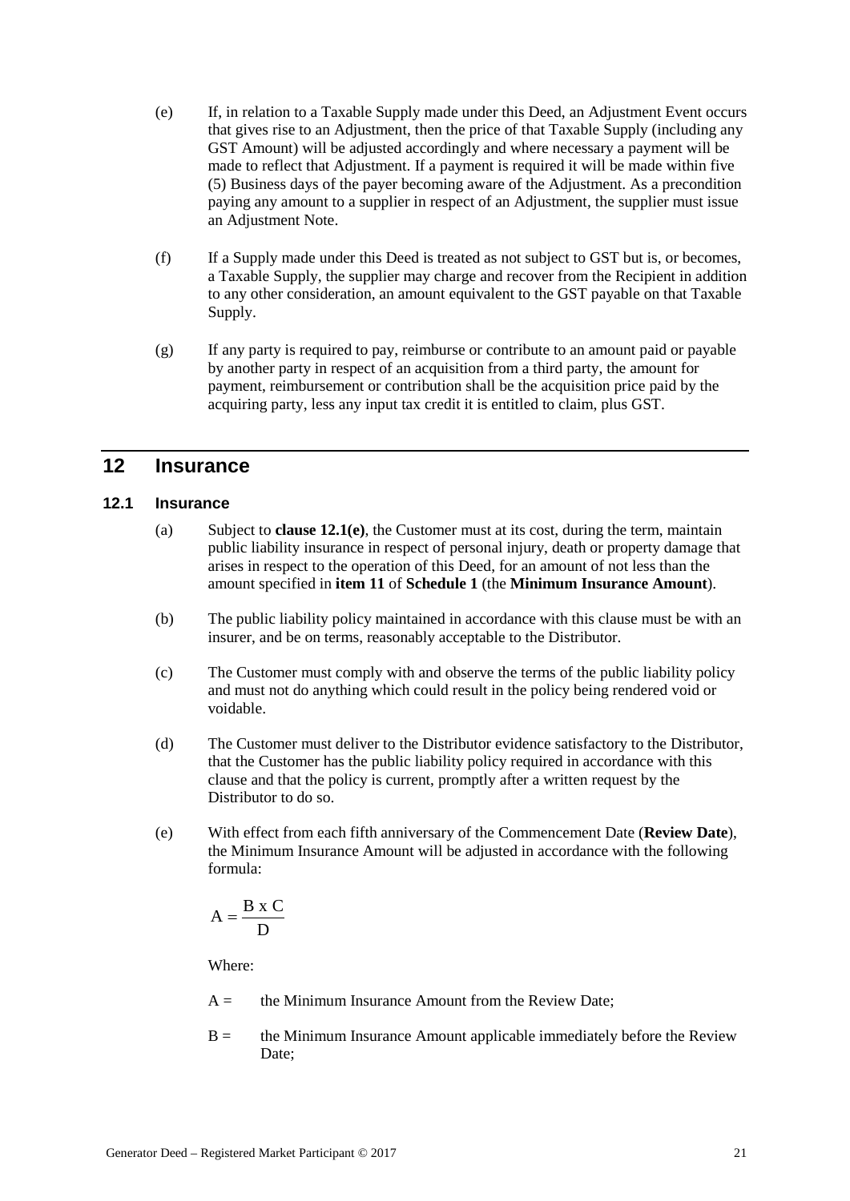(e) If, in relation to a Taxable Supply made under this Deed, an Adjustment Event occurs that gives rise to an Adjustment, then the price of that Taxable Supply (including any GST Amount) will be adjusted accordingly and where necessary a payment will be made to reflect that Adjustment. If a payment is required it will be made within five (5) Business days of the payer becoming aware of the Adjustment. As a precondition paying any amount to a supplier in respect of an Adjustment, the supplier must issue an Adjustment Note.

(f) If a Supply made under this Deed is treated as not subject to GST but is, or becomes, a Taxable Supply, the supplier may charge and recover from the Recipient in addition to any other consideration, an amount equivalent to the GST payable on that Taxable Supply.

(g) If any party is required to pay, reimburse or contribute to an amount paid or payable by another party in respect of an acquisition from a third party, the amount for payment, reimbursement or contribution shall be the acquisition price paid by the acquiring party, less any input tax credit it is entitled to claim, plus GST.

# 12 Insurance

## 12.1 Insurance

(a) Subject to **clause 12.1(e)**, the Customer must at its cost, during the term, maintain public liability insurance in respect of personal injury, death or property damage that arises in respect to the operation of this Deed, for an amount of not less than the amount specified in **item 11** of **Schedule 1** (the **Minimum Insurance Amount**).

(b) The public liability policy maintained in accordance with this clause must be with an insurer, and be on terms, reasonably acceptable to the Distributor.

(c) The Customer must comply with and observe the terms of the public liability policy and must not do anything which could result in the policy being rendered void or voidable.

(d) The Customer must deliver to the Distributor evidence satisfactory to the Distributor, that the Customer has the public liability policy required in accordance with this clause and that the policy is current, promptly after a written request by the Distributor to do so.

(e) With effect from each fifth anniversary of the Commencement Date (**Review Date**), the Minimum Insurance Amount will be adjusted in accordance with the following formula:

$$A = \frac{B \text{ x } C}{D}$$

Where:

A = the Minimum Insurance Amount from the Review Date;

B = the Minimum Insurance Amount applicable immediately before the Review Date;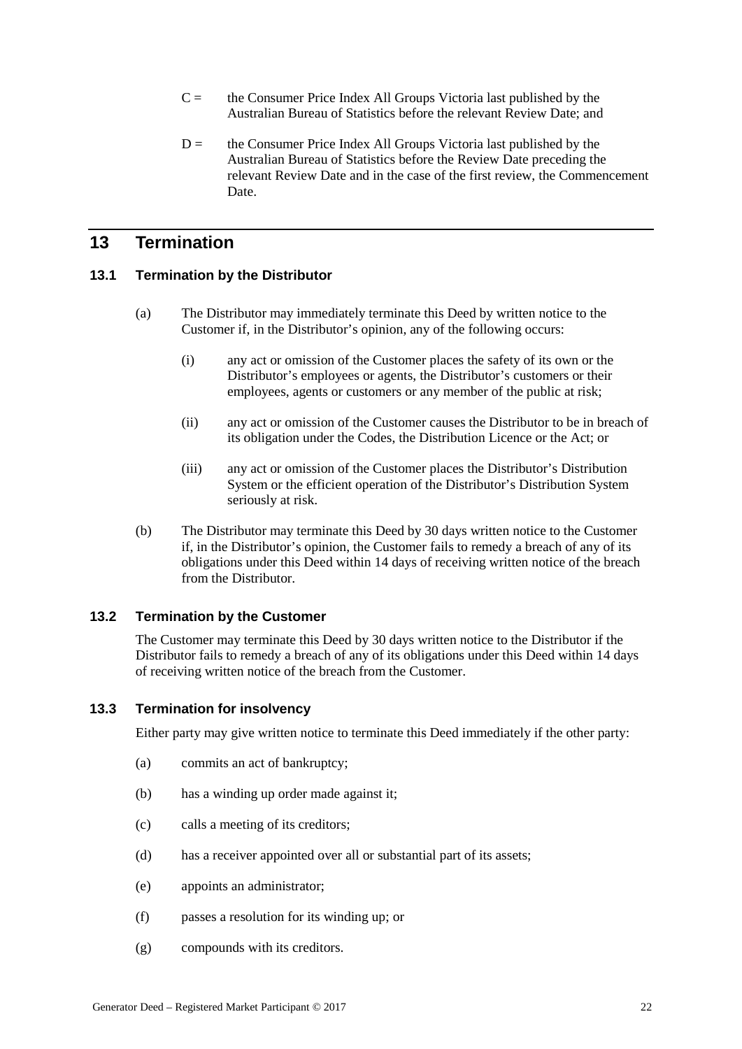C = the Consumer Price Index All Groups Victoria last published by the Australian Bureau of Statistics before the relevant Review Date; and

D = the Consumer Price Index All Groups Victoria last published by the Australian Bureau of Statistics before the Review Date preceding the relevant Review Date and in the case of the first review, the Commencement Date.

# 13 Termination

## 13.1 Termination by the Distributor

(a) The Distributor may immediately terminate this Deed by written notice to the Customer if, in the Distributor's opinion, any of the following occurs:

(i) any act or omission of the Customer places the safety of its own or the Distributor's employees or agents, the Distributor's customers or their employees, agents or customers or any member of the public at risk;

(ii) any act or omission of the Customer causes the Distributor to be in breach of its obligation under the Codes, the Distribution Licence or the Act; or

(iii) any act or omission of the Customer places the Distributor's Distribution System or the efficient operation of the Distributor's Distribution System seriously at risk.

(b) The Distributor may terminate this Deed by 30 days written notice to the Customer if, in the Distributor's opinion, the Customer fails to remedy a breach of any of its obligations under this Deed within 14 days of receiving written notice of the breach from the Distributor.

## 13.2 Termination by the Customer

The Customer may terminate this Deed by 30 days written notice to the Distributor if the Distributor fails to remedy a breach of any of its obligations under this Deed within 14 days of receiving written notice of the breach from the Customer.

## 13.3 Termination for insolvency

Either party may give written notice to terminate this Deed immediately if the other party:

(a) commits an act of bankruptcy;

(b) has a winding up order made against it;

(c) calls a meeting of its creditors;

(d) has a receiver appointed over all or substantial part of its assets;

(e) appoints an administrator;

(f) passes a resolution for its winding up; or

(g) compounds with its creditors.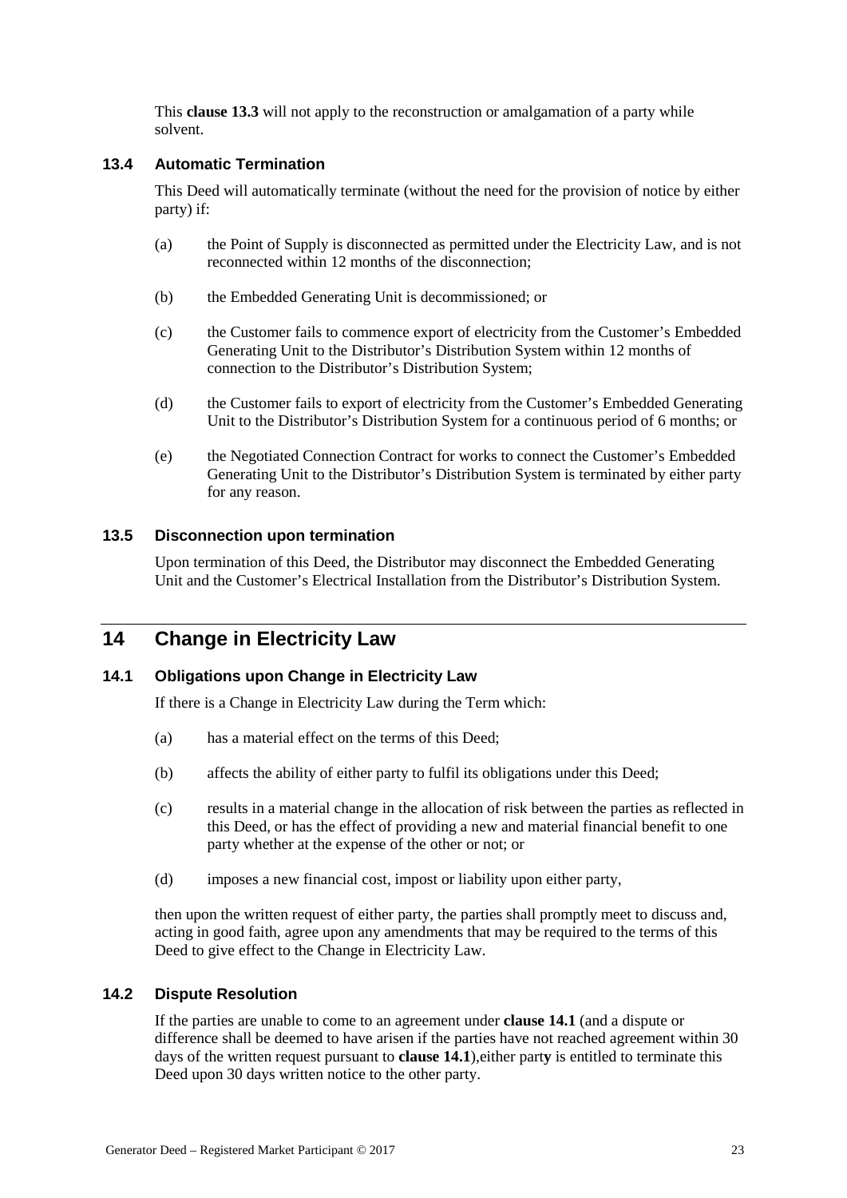This **clause 13.3** will not apply to the reconstruction or amalgamation of a party while solvent.

### 13.4 Automatic Termination

This Deed will automatically terminate (without the need for the provision of notice by either party) if:

(a) the Point of Supply is disconnected as permitted under the Electricity Law, and is not reconnected within 12 months of the disconnection;

(b) the Embedded Generating Unit is decommissioned; or

(c) the Customer fails to commence export of electricity from the Customer's Embedded Generating Unit to the Distributor's Distribution System within 12 months of connection to the Distributor's Distribution System;

(d) the Customer fails to export of electricity from the Customer's Embedded Generating Unit to the Distributor's Distribution System for a continuous period of 6 months; or

(e) the Negotiated Connection Contract for works to connect the Customer's Embedded Generating Unit to the Distributor's Distribution System is terminated by either party for any reason.

### 13.5 Disconnection upon termination

Upon termination of this Deed, the Distributor may disconnect the Embedded Generating Unit and the Customer's Electrical Installation from the Distributor's Distribution System.

## 14 Change in Electricity Law

### 14.1 Obligations upon Change in Electricity Law

If there is a Change in Electricity Law during the Term which:

(a) has a material effect on the terms of this Deed;

(b) affects the ability of either party to fulfil its obligations under this Deed;

(c) results in a material change in the allocation of risk between the parties as reflected in this Deed, or has the effect of providing a new and material financial benefit to one party whether at the expense of the other or not; or

(d) imposes a new financial cost, impost or liability upon either party,

then upon the written request of either party, the parties shall promptly meet to discuss and, acting in good faith, agree upon any amendments that may be required to the terms of this Deed to give effect to the Change in Electricity Law.

### 14.2 Dispute Resolution

If the parties are unable to come to an agreement under **clause 14.1** (and a dispute or difference shall be deemed to have arisen if the parties have not reached agreement within 30 days of the written request pursuant to **clause 14.1**),either part**y** is entitled to terminate this Deed upon 30 days written notice to the other party.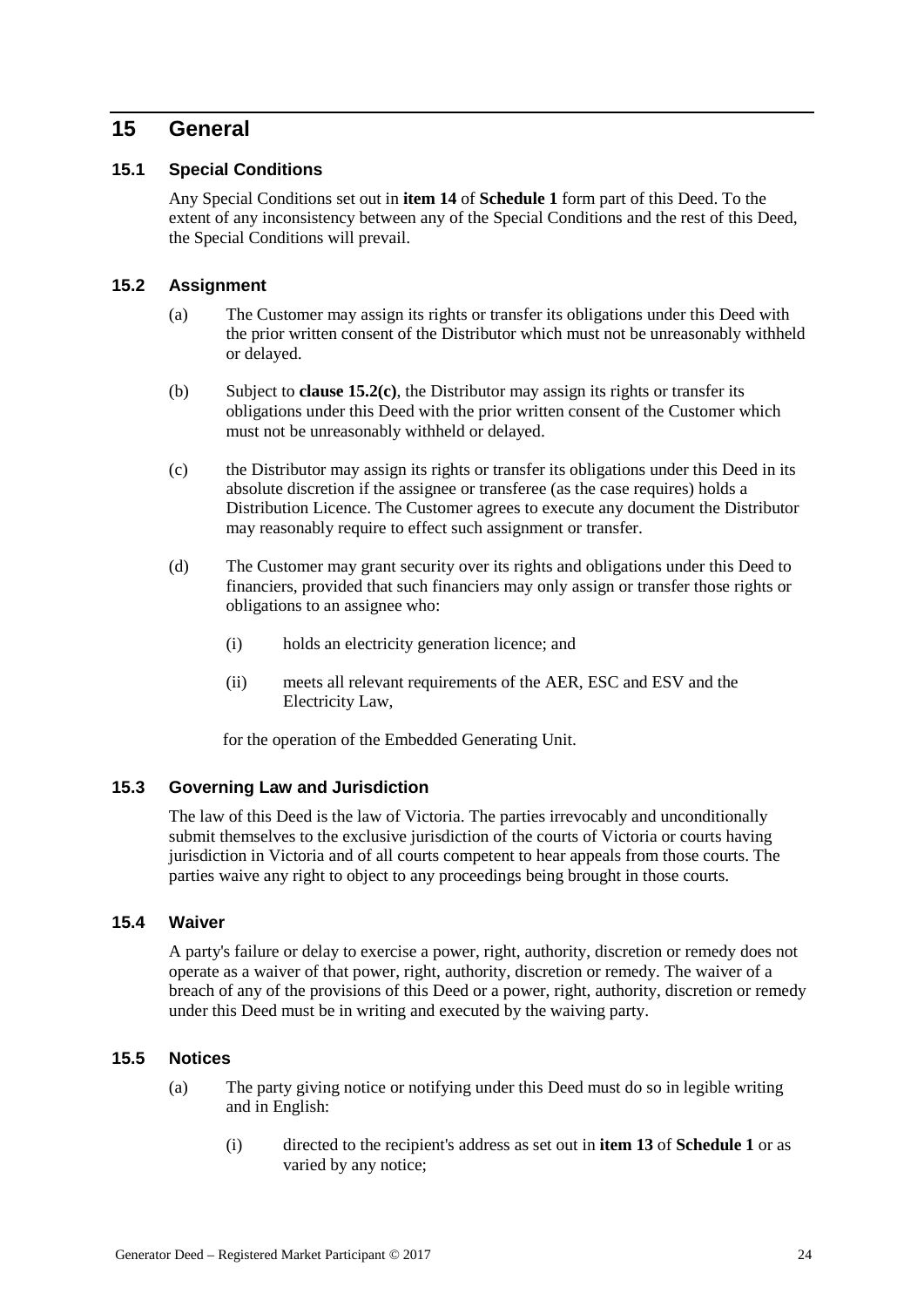# 15 General

## 15.1 Special Conditions

Any Special Conditions set out in **item 14** of **Schedule 1** form part of this Deed. To the extent of any inconsistency between any of the Special Conditions and the rest of this Deed, the Special Conditions will prevail.

## 15.2 Assignment

(a) The Customer may assign its rights or transfer its obligations under this Deed with the prior written consent of the Distributor which must not be unreasonably withheld or delayed.

(b) Subject to **clause 15.2(c)**, the Distributor may assign its rights or transfer its obligations under this Deed with the prior written consent of the Customer which must not be unreasonably withheld or delayed.

(c) the Distributor may assign its rights or transfer its obligations under this Deed in its absolute discretion if the assignee or transferee (as the case requires) holds a Distribution Licence. The Customer agrees to execute any document the Distributor may reasonably require to effect such assignment or transfer.

(d) The Customer may grant security over its rights and obligations under this Deed to financiers, provided that such financiers may only assign or transfer those rights or obligations to an assignee who:

(i) holds an electricity generation licence; and

(ii) meets all relevant requirements of the AER, ESC and ESV and the Electricity Law,

for the operation of the Embedded Generating Unit.

## 15.3 Governing Law and Jurisdiction

The law of this Deed is the law of Victoria. The parties irrevocably and unconditionally submit themselves to the exclusive jurisdiction of the courts of Victoria or courts having jurisdiction in Victoria and of all courts competent to hear appeals from those courts. The parties waive any right to object to any proceedings being brought in those courts.

## 15.4 Waiver

A party's failure or delay to exercise a power, right, authority, discretion or remedy does not operate as a waiver of that power, right, authority, discretion or remedy. The waiver of a breach of any of the provisions of this Deed or a power, right, authority, discretion or remedy under this Deed must be in writing and executed by the waiving party.

## 15.5 Notices

(a) The party giving notice or notifying under this Deed must do so in legible writing and in English:

(i) directed to the recipient's address as set out in **item 13** of **Schedule 1** or as varied by any notice;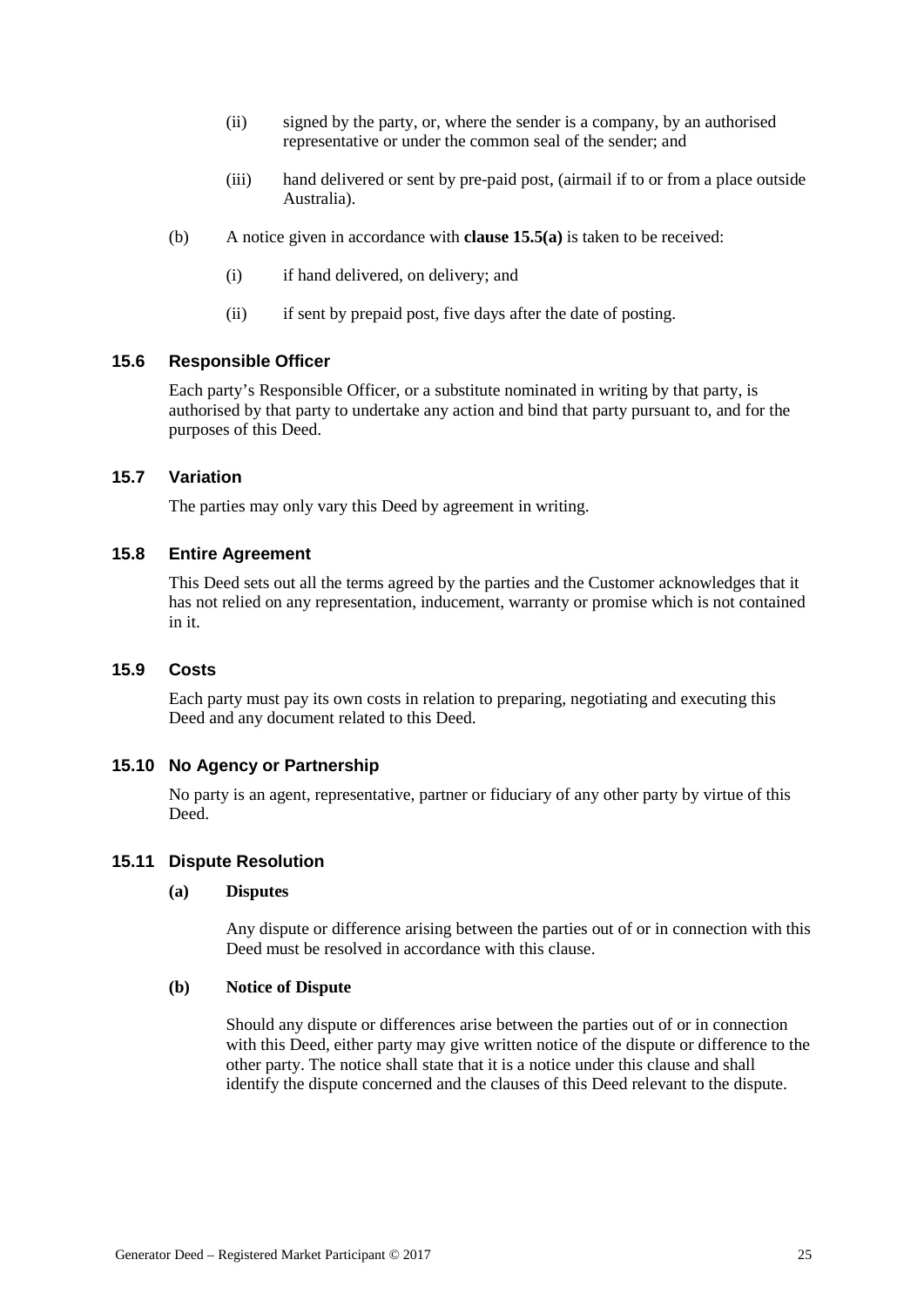(ii) signed by the party, or, where the sender is a company, by an authorised representative or under the common seal of the sender; and

(iii) hand delivered or sent by pre-paid post, (airmail if to or from a place outside Australia).

(b) A notice given in accordance with **clause 15.5(a)** is taken to be received:

(i) if hand delivered, on delivery; and

(ii) if sent by prepaid post, five days after the date of posting.

### 15.6 Responsible Officer

Each party's Responsible Officer, or a substitute nominated in writing by that party, is authorised by that party to undertake any action and bind that party pursuant to, and for the purposes of this Deed.

### 15.7 Variation

The parties may only vary this Deed by agreement in writing.

### 15.8 Entire Agreement

This Deed sets out all the terms agreed by the parties and the Customer acknowledges that it has not relied on any representation, inducement, warranty or promise which is not contained in it.

### 15.9 Costs

Each party must pay its own costs in relation to preparing, negotiating and executing this Deed and any document related to this Deed.

### 15.10 No Agency or Partnership

No party is an agent, representative, partner or fiduciary of any other party by virtue of this Deed.

### 15.11 Dispute Resolution

**(a) Disputes**

Any dispute or difference arising between the parties out of or in connection with this Deed must be resolved in accordance with this clause.

**(b) Notice of Dispute**

Should any dispute or differences arise between the parties out of or in connection with this Deed, either party may give written notice of the dispute or difference to the other party. The notice shall state that it is a notice under this clause and shall identify the dispute concerned and the clauses of this Deed relevant to the dispute.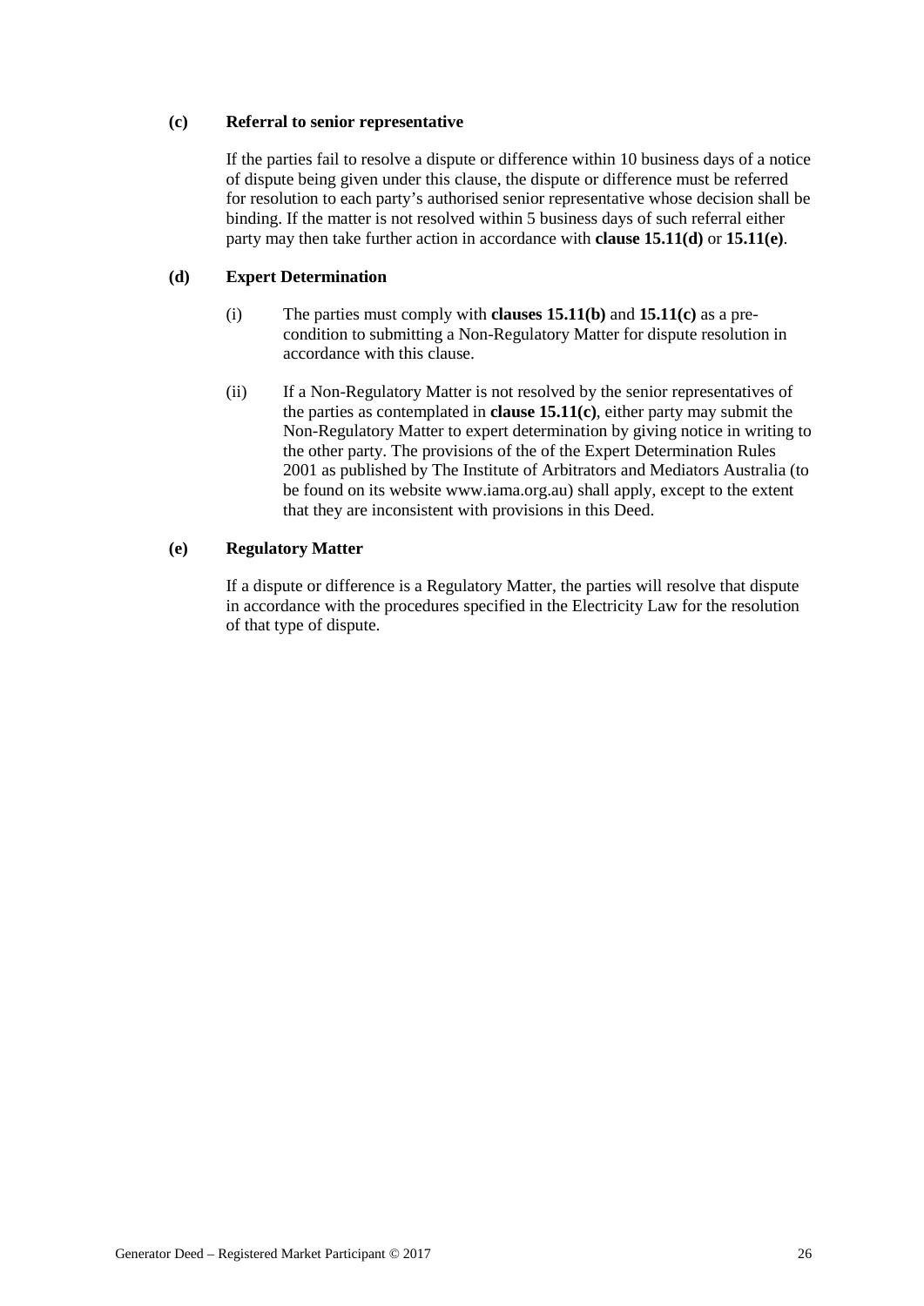**(c) Referral to senior representative**

If the parties fail to resolve a dispute or difference within 10 business days of a notice of dispute being given under this clause, the dispute or difference must be referred for resolution to each party's authorised senior representative whose decision shall be binding. If the matter is not resolved within 5 business days of such referral either party may then take further action in accordance with **clause 15.11(d)** or **15.11(e)**.

**(d) Expert Determination**

(i) The parties must comply with **clauses 15.11(b)** and **15.11(c)** as a pre-condition to submitting a Non-Regulatory Matter for dispute resolution in accordance with this clause.

(ii) If a Non-Regulatory Matter is not resolved by the senior representatives of the parties as contemplated in **clause 15.11(c)**, either party may submit the Non-Regulatory Matter to expert determination by giving notice in writing to the other party. The provisions of the of the Expert Determination Rules 2001 as published by The Institute of Arbitrators and Mediators Australia (to be found on its website www.iama.org.au) shall apply, except to the extent that they are inconsistent with provisions in this Deed.

**(e) Regulatory Matter**

If a dispute or difference is a Regulatory Matter, the parties will resolve that dispute in accordance with the procedures specified in the Electricity Law for the resolution of that type of dispute.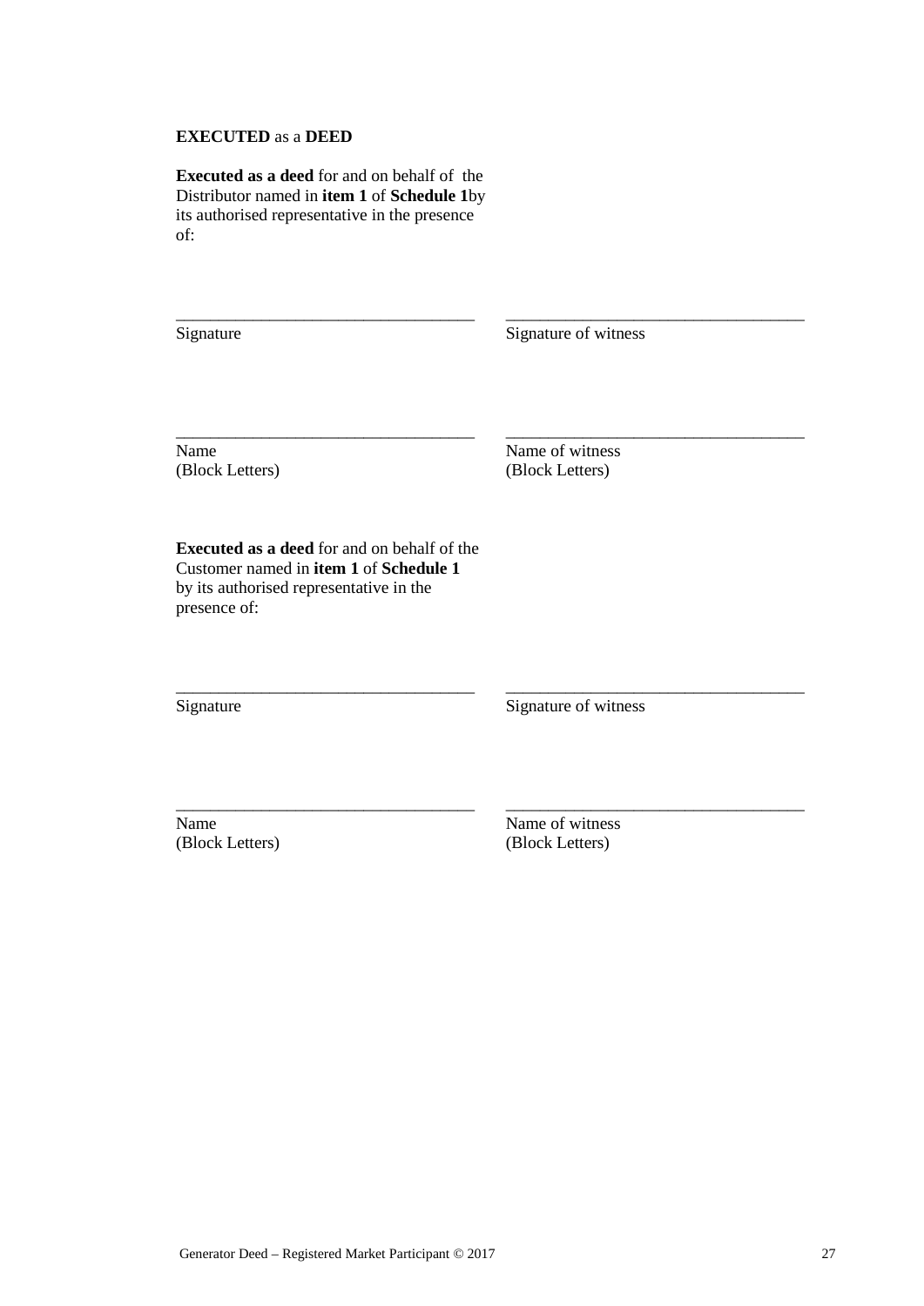**EXECUTED** as a **DEED**

**Executed as a deed** for and on behalf of the Distributor named in **item 1** of **Schedule 1**by its authorised representative in the presence of:

| ___________________________________ | ___________________________________ |
|---|---|
| Signature | Signature of witness |
| ___________________________________ | ___________________________________ |
| Name<br>(Block Letters) | Name of witness<br>(Block Letters) |

**Executed as a deed** for and on behalf of the Customer named in **item 1** of **Schedule 1** by its authorised representative in the presence of:

| ___________________________________ | ___________________________________ |
|---|---|
| Signature | Signature of witness |
| ___________________________________ | ___________________________________ |
| Name<br>(Block Letters) | Name of witness<br>(Block Letters) |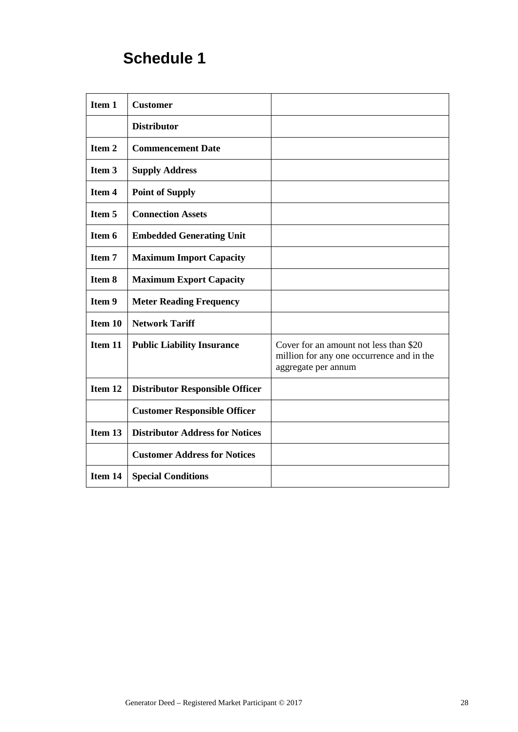# Schedule 1

| Item 1 | **Customer** | |
|---|---|---|
| | **Distributor** | |
| **Item 2** | **Commencement Date** | |
| **Item 3** | **Supply Address** | |
| **Item 4** | **Point of Supply** | |
| **Item 5** | **Connection Assets** | |
| **Item 6** | **Embedded Generating Unit** | |
| **Item 7** | **Maximum Import Capacity** | |
| **Item 8** | **Maximum Export Capacity** | |
| **Item 9** | **Meter Reading Frequency** | |
| **Item 10** | **Network Tariff** | |
| **Item 11** | **Public Liability Insurance** | Cover for an amount not less than $20 million for any one occurrence and in the aggregate per annum |
| **Item 12** | **Distributor Responsible Officer** | |
| | **Customer Responsible Officer** | |
| **Item 13** | **Distributor Address for Notices** | |
| | **Customer Address for Notices** | |
| **Item 14** | **Special Conditions** | |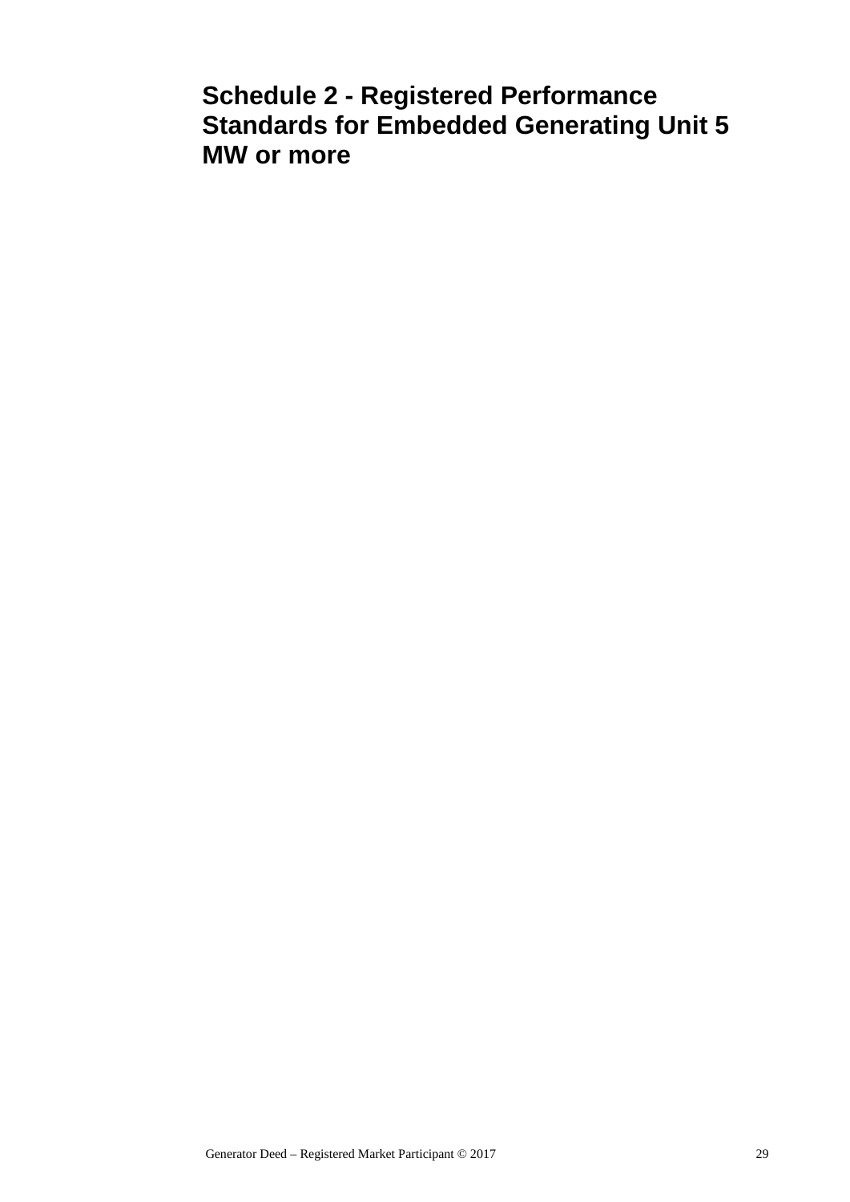# Schedule 2 - Registered Performance Standards for Embedded Generating Unit 5 MW or more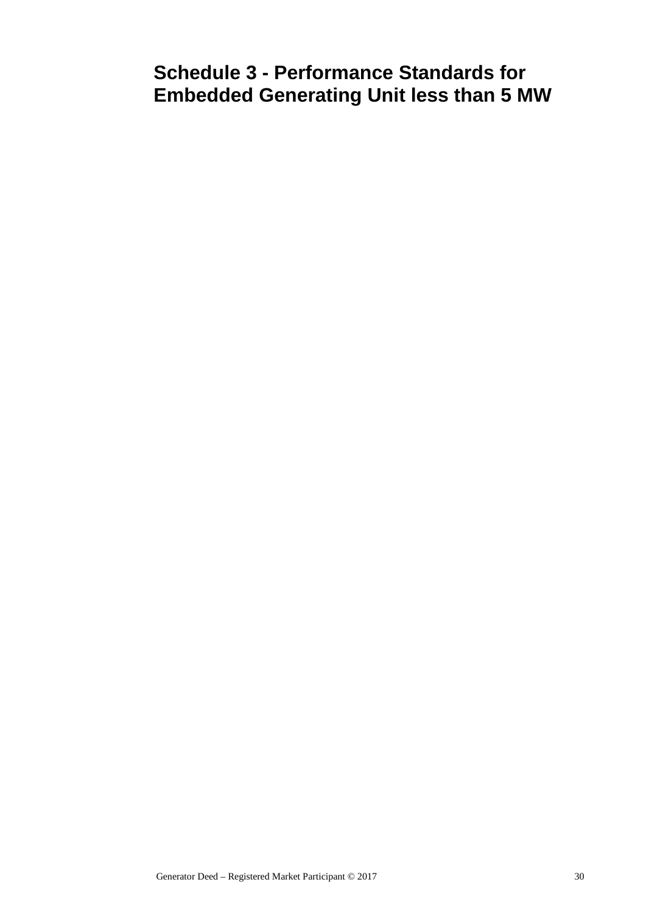# Schedule 3 - Performance Standards for Embedded Generating Unit less than 5 MW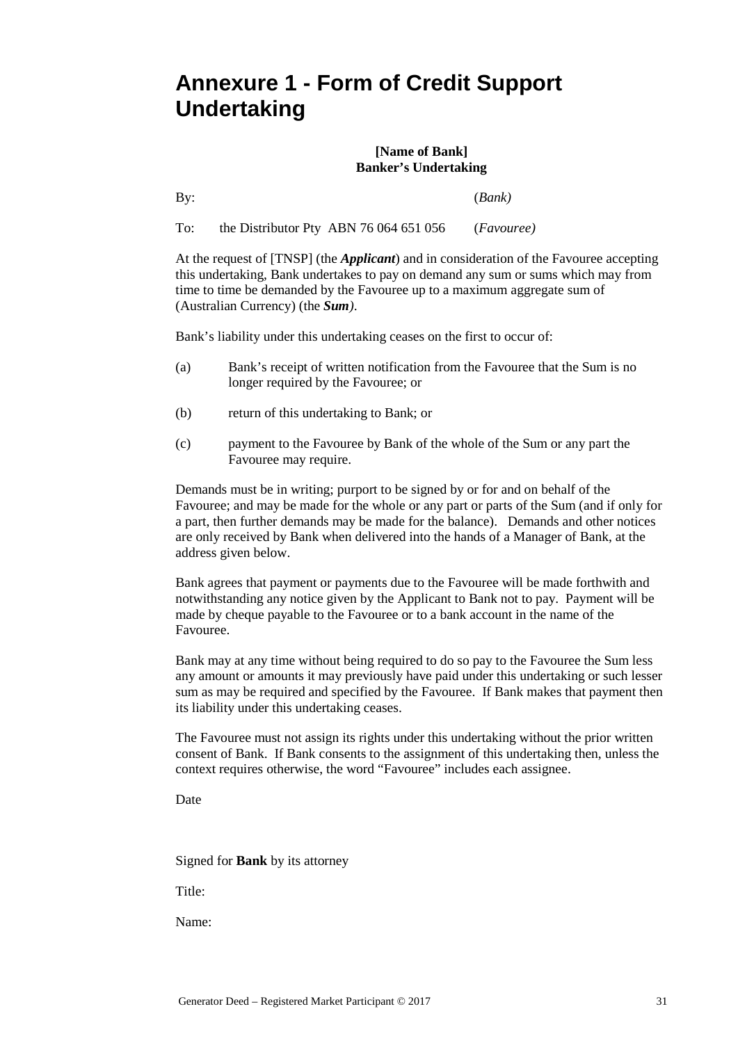# Annexure 1 - Form of Credit Support Undertaking

**[Name of Bank]**
**Banker's Undertaking**

By: (*Bank)*

To: the Distributor Pty ABN 76 064 651 056 (*Favouree)*

At the request of [TNSP] (the ***Applicant***) and in consideration of the Favouree accepting this undertaking, Bank undertakes to pay on demand any sum or sums which may from time to time be demanded by the Favouree up to a maximum aggregate sum of (Australian Currency) (the ***Sum****)*.

Bank's liability under this undertaking ceases on the first to occur of:

(a) Bank's receipt of written notification from the Favouree that the Sum is no longer required by the Favouree; or

(b) return of this undertaking to Bank; or

(c) payment to the Favouree by Bank of the whole of the Sum or any part the Favouree may require.

Demands must be in writing; purport to be signed by or for and on behalf of the Favouree; and may be made for the whole or any part or parts of the Sum (and if only for a part, then further demands may be made for the balance). Demands and other notices are only received by Bank when delivered into the hands of a Manager of Bank, at the address given below.

Bank agrees that payment or payments due to the Favouree will be made forthwith and notwithstanding any notice given by the Applicant to Bank not to pay. Payment will be made by cheque payable to the Favouree or to a bank account in the name of the Favouree.

Bank may at any time without being required to do so pay to the Favouree the Sum less any amount or amounts it may previously have paid under this undertaking or such lesser sum as may be required and specified by the Favouree. If Bank makes that payment then its liability under this undertaking ceases.

The Favouree must not assign its rights under this undertaking without the prior written consent of Bank. If Bank consents to the assignment of this undertaking then, unless the context requires otherwise, the word "Favouree" includes each assignee.

Date

Signed for **Bank** by its attorney

Title:

Name: